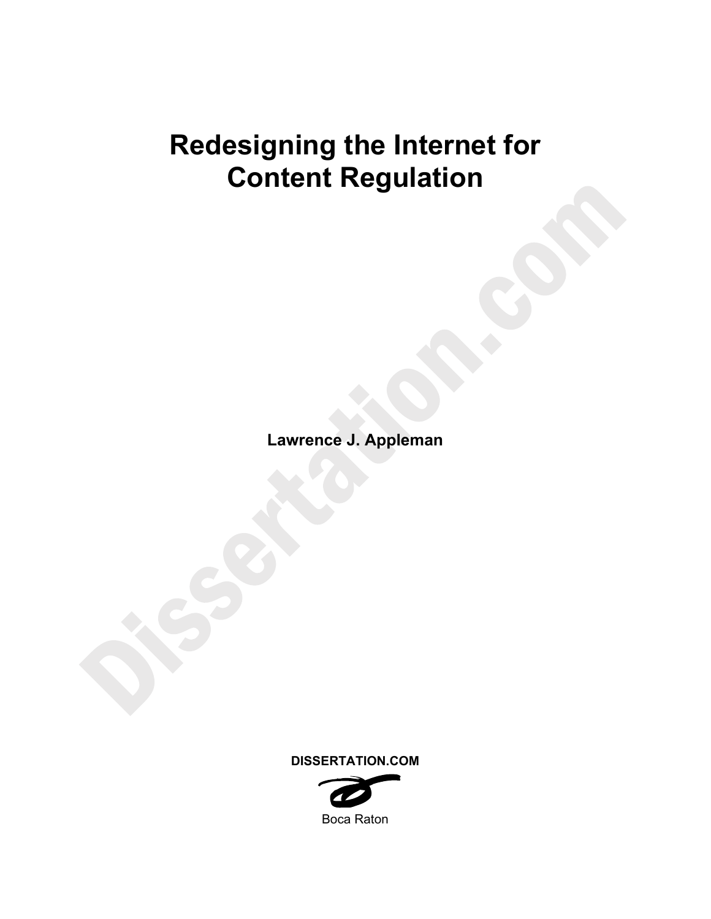# Redesigning the Internet for Content Regulation

**Lawrence J. Appleman**

**DISSERTATION.COM**

Boca Raton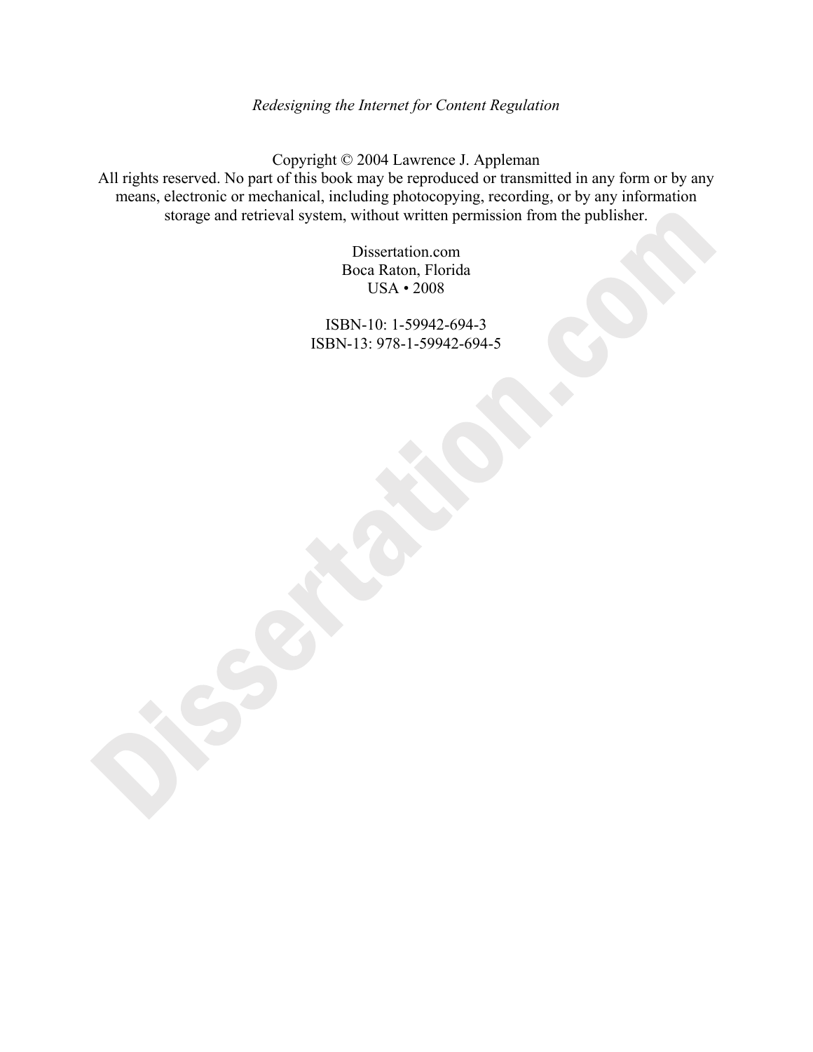*Redesigning the Internet for Content Regulation*

Copyright © 2004 Lawrence J. Appleman
All rights reserved. No part of this book may be reproduced or transmitted in any form or by any means, electronic or mechanical, including photocopying, recording, or by any information storage and retrieval system, without written permission from the publisher.

Dissertation.com
Boca Raton, Florida
USA • 2008

ISBN-10: 1-59942-694-3
ISBN-13: 978-1-59942-694-5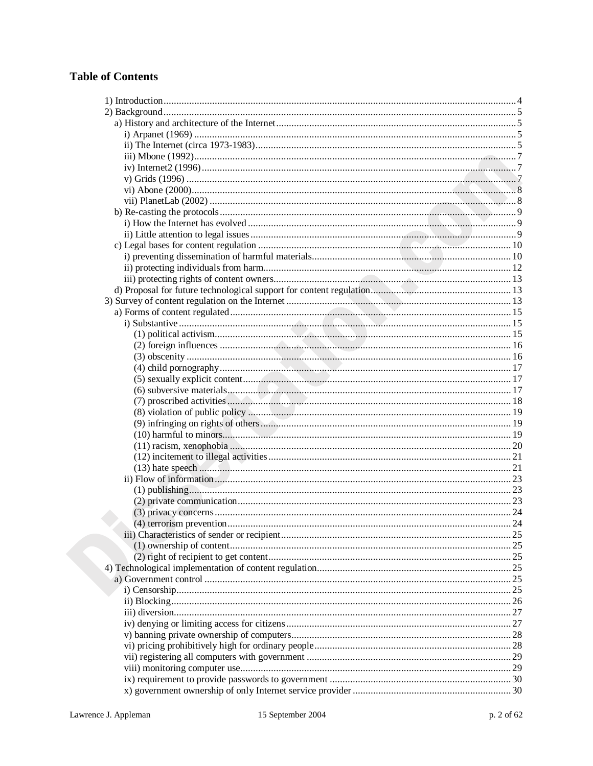## Table of Contents

- 1) Introduction ........ 4
- 2) Background ........ 5
  - a) History and architecture of the Internet ........ 5
    - i) Arpanet (1969) ........ 5
    - ii) The Internet (circa 1973-1983) ........ 5
    - iii) Mbone (1992) ........ 7
    - iv) Internet2 (1996) ........ 7
    - v) Grids (1996) ........ 7
    - vi) Abone (2000) ........ 8
    - vii) PlanetLab (2002) ........ 8
  - b) Re-casting the protocols ........ 9
    - i) How the Internet has evolved ........ 9
    - ii) Little attention to legal issues ........ 9
  - c) Legal bases for content regulation ........ 10
    - i) preventing dissemination of harmful materials ........ 10
    - ii) protecting individuals from harm ........ 12
    - iii) protecting rights of content owners ........ 13
  - d) Proposal for future technological support for content regulation ........ 13
- 3) Survey of content regulation on the Internet ........ 13
  - a) Forms of content regulated ........ 15
    - i) Substantive ........ 15
      - (1) political activism ........ 15
      - (2) foreign influences ........ 16
      - (3) obscenity ........ 16
      - (4) child pornography ........ 17
      - (5) sexually explicit content ........ 17
      - (6) subversive materials ........ 17
      - (7) proscribed activities ........ 18
      - (8) violation of public policy ........ 19
      - (9) infringing on rights of others ........ 19
      - (10) harmful to minors ........ 19
      - (11) racism, xenophobia ........ 20
      - (12) incitement to illegal activities ........ 21
      - (13) hate speech ........ 21
    - ii) Flow of information ........ 23
      - (1) publishing ........ 23
      - (2) private communication ........ 23
      - (3) privacy concerns ........ 24
      - (4) terrorism prevention ........ 24
    - iii) Characteristics of sender or recipient ........ 25
      - (1) ownership of content ........ 25
      - (2) right of recipient to get content ........ 25
- 4) Technological implementation of content regulation ........ 25
  - a) Government control ........ 25
    - i) Censorship ........ 25
    - ii) Blocking ........ 26
    - iii) diversion ........ 27
    - iv) denying or limiting access for citizens ........ 27
    - v) banning private ownership of computers ........ 28
    - vi) pricing prohibitively high for ordinary people ........ 28
    - vii) registering all computers with government ........ 29
    - viii) monitoring computer use ........ 29
    - ix) requirement to provide passwords to government ........ 30
    - x) government ownership of only Internet service provider ........ 30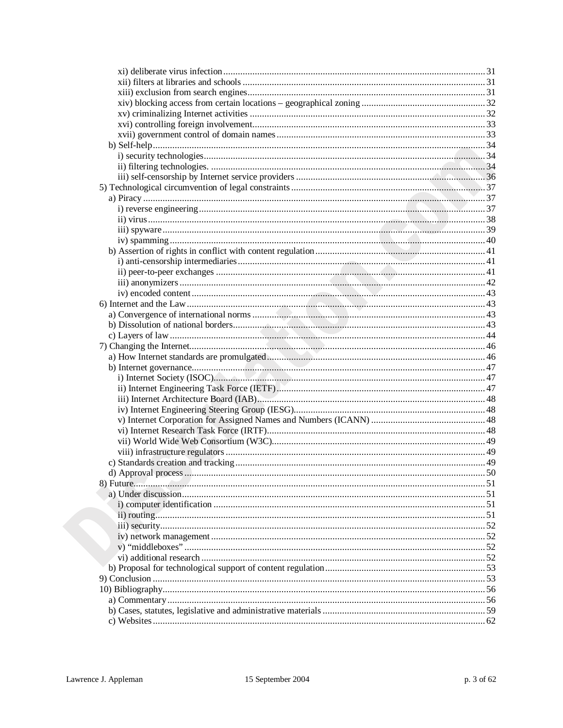- xi) deliberate virus infection ... 31
- xii) filters at libraries and schools ... 31
- xiii) exclusion from search engines ... 31
- xiv) blocking access from certain locations – geographical zoning ... 32
- xv) criminalizing Internet activities ... 32
- xvi) controlling foreign involvement ... 33
- xvii) government control of domain names ... 33

b) Self-help ... 34
- i) security technologies ... 34
- ii) filtering technologies. ... 34
- iii) self-censorship by Internet service providers ... 36

5) Technological circumvention of legal constraints ... 37

a) Piracy ... 37
- i) reverse engineering ... 37
- ii) virus ... 38
- iii) spyware ... 39
- iv) spamming ... 40

b) Assertion of rights in conflict with content regulation ... 41
- i) anti-censorship intermediaries ... 41
- ii) peer-to-peer exchanges ... 41
- iii) anonymizers ... 42
- iv) encoded content ... 43

6) Internet and the Law ... 43

a) Convergence of international norms ... 43

b) Dissolution of national borders ... 43

c) Layers of law ... 44

7) Changing the Internet ... 46

a) How Internet standards are promulgated ... 46

b) Internet governance ... 47
- i) Internet Society (ISOC) ... 47
- ii) Internet Engineering Task Force (IETF) ... 47
- iii) Internet Architecture Board (IAB) ... 48
- iv) Internet Engineering Steering Group (IESG) ... 48
- v) Internet Corporation for Assigned Names and Numbers (ICANN) ... 48
- vi) Internet Research Task Force (IRTF) ... 48
- vii) World Wide Web Consortium (W3C) ... 49
- viii) infrastructure regulators ... 49

c) Standards creation and tracking ... 49

d) Approval process ... 50

8) Future ... 51

a) Under discussion ... 51
- i) computer identification ... 51
- ii) routing ... 51
- iii) security ... 52
- iv) network management ... 52
- v) "middleboxes" ... 52
- vi) additional research ... 52

b) Proposal for technological support of content regulation ... 53

9) Conclusion ... 53

10) Bibliography ... 56

a) Commentary ... 56

b) Cases, statutes, legislative and administrative materials ... 59

c) Websites ... 62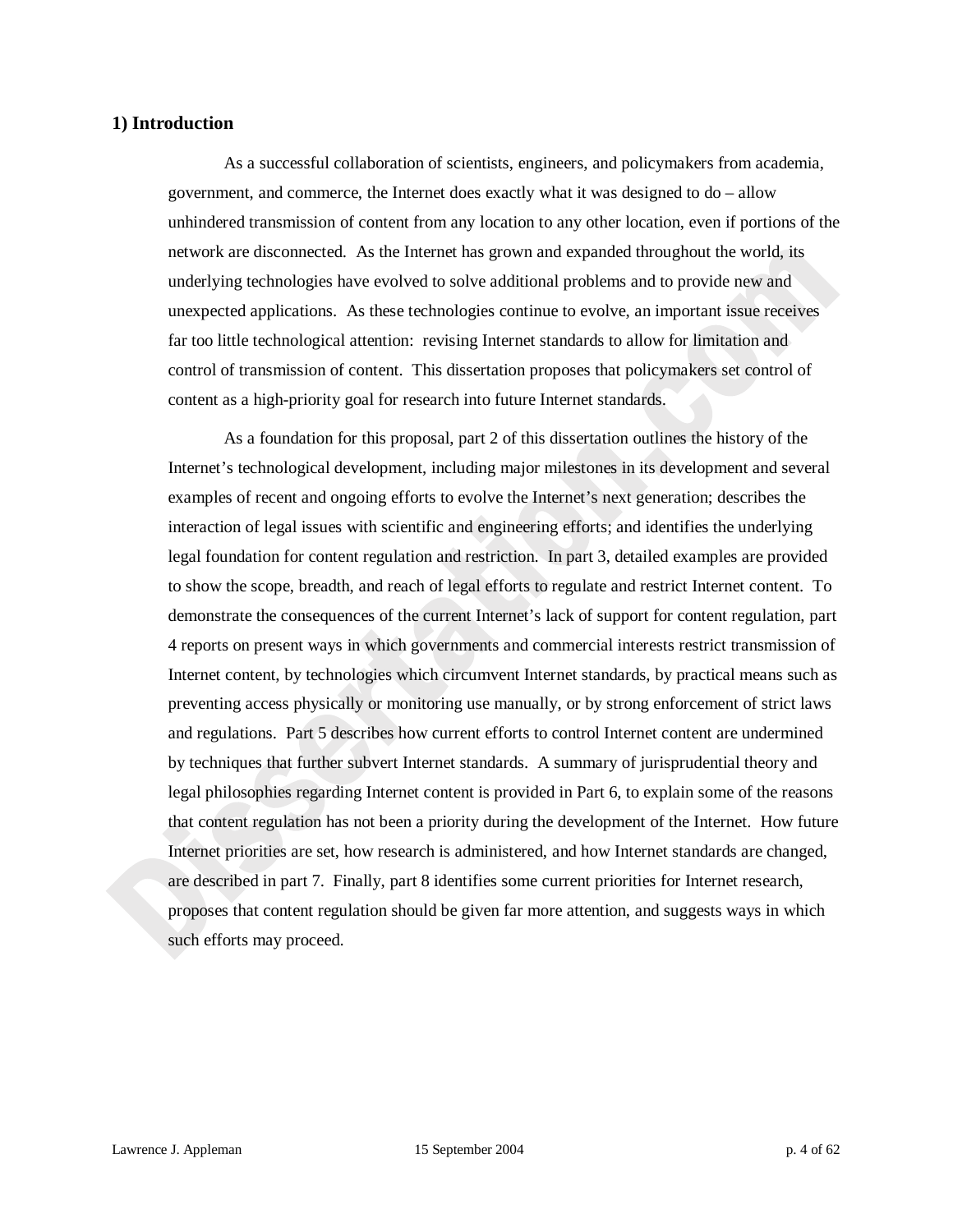## 1) Introduction

As a successful collaboration of scientists, engineers, and policymakers from academia, government, and commerce, the Internet does exactly what it was designed to do – allow unhindered transmission of content from any location to any other location, even if portions of the network are disconnected. As the Internet has grown and expanded throughout the world, its underlying technologies have evolved to solve additional problems and to provide new and unexpected applications. As these technologies continue to evolve, an important issue receives far too little technological attention: revising Internet standards to allow for limitation and control of transmission of content. This dissertation proposes that policymakers set control of content as a high-priority goal for research into future Internet standards.

As a foundation for this proposal, part 2 of this dissertation outlines the history of the Internet's technological development, including major milestones in its development and several examples of recent and ongoing efforts to evolve the Internet's next generation; describes the interaction of legal issues with scientific and engineering efforts; and identifies the underlying legal foundation for content regulation and restriction. In part 3, detailed examples are provided to show the scope, breadth, and reach of legal efforts to regulate and restrict Internet content. To demonstrate the consequences of the current Internet's lack of support for content regulation, part 4 reports on present ways in which governments and commercial interests restrict transmission of Internet content, by technologies which circumvent Internet standards, by practical means such as preventing access physically or monitoring use manually, or by strong enforcement of strict laws and regulations. Part 5 describes how current efforts to control Internet content are undermined by techniques that further subvert Internet standards. A summary of jurisprudential theory and legal philosophies regarding Internet content is provided in Part 6, to explain some of the reasons that content regulation has not been a priority during the development of the Internet. How future Internet priorities are set, how research is administered, and how Internet standards are changed, are described in part 7. Finally, part 8 identifies some current priorities for Internet research, proposes that content regulation should be given far more attention, and suggests ways in which such efforts may proceed.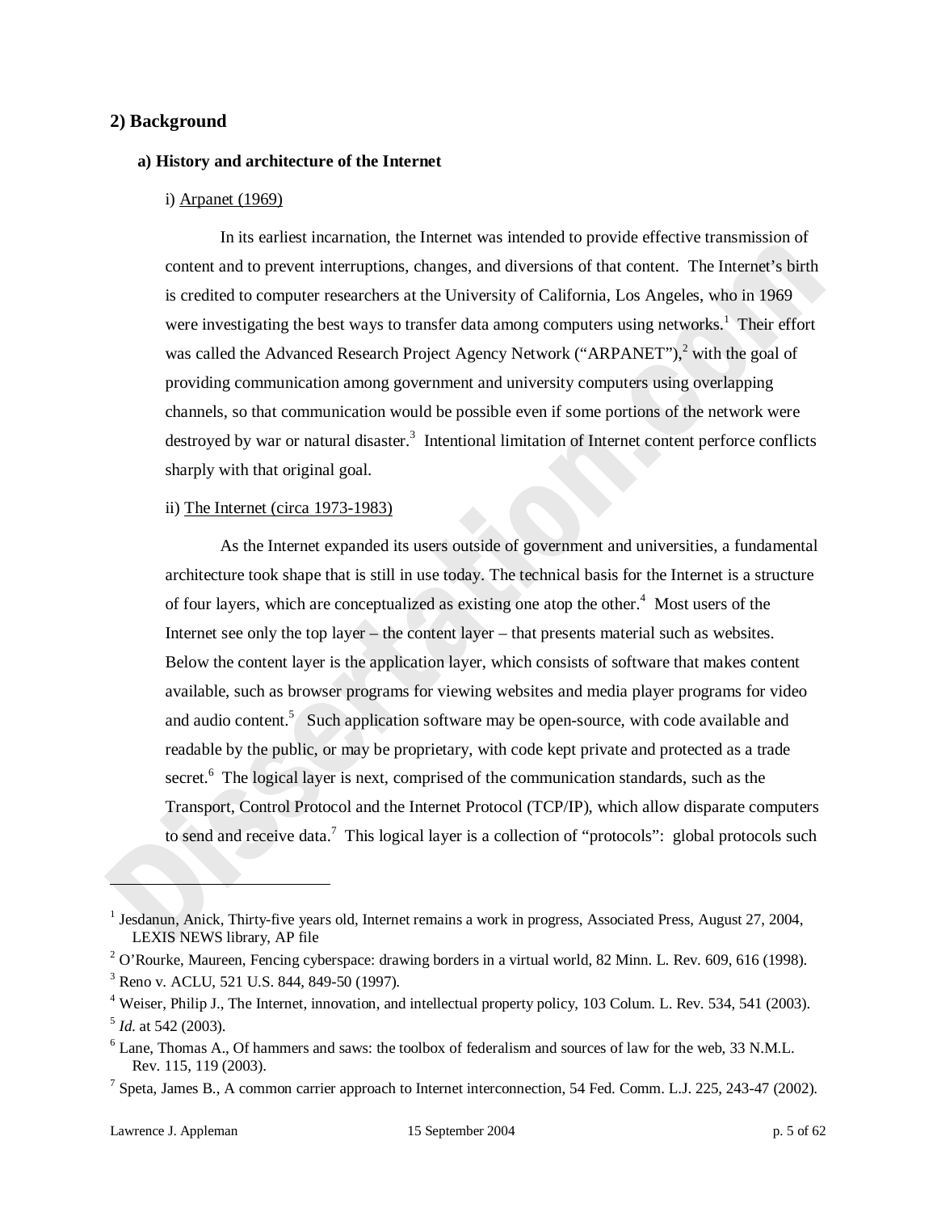## 2) Background

### a) History and architecture of the Internet

i) Arpanet (1969)

In its earliest incarnation, the Internet was intended to provide effective transmission of content and to prevent interruptions, changes, and diversions of that content. The Internet's birth is credited to computer researchers at the University of California, Los Angeles, who in 1969 were investigating the best ways to transfer data among computers using networks.[1] Their effort was called the Advanced Research Project Agency Network ("ARPANET"),[2] with the goal of providing communication among government and university computers using overlapping channels, so that communication would be possible even if some portions of the network were destroyed by war or natural disaster.[3] Intentional limitation of Internet content perforce conflicts sharply with that original goal.

ii) The Internet (circa 1973-1983)

As the Internet expanded its users outside of government and universities, a fundamental architecture took shape that is still in use today. The technical basis for the Internet is a structure of four layers, which are conceptualized as existing one atop the other.[4] Most users of the Internet see only the top layer – the content layer – that presents material such as websites. Below the content layer is the application layer, which consists of software that makes content available, such as browser programs for viewing websites and media player programs for video and audio content.[5] Such application software may be open-source, with code available and readable by the public, or may be proprietary, with code kept private and protected as a trade secret.[6] The logical layer is next, comprised of the communication standards, such as the Transport, Control Protocol and the Internet Protocol (TCP/IP), which allow disparate computers to send and receive data.[7] This logical layer is a collection of "protocols": global protocols such

---

[1] Jesdanun, Anick, Thirty-five years old, Internet remains a work in progress, Associated Press, August 27, 2004, LEXIS NEWS library, AP file

[2] O'Rourke, Maureen, Fencing cyberspace: drawing borders in a virtual world, 82 Minn. L. Rev. 609, 616 (1998).

[3] Reno v. ACLU, 521 U.S. 844, 849-50 (1997).

[4] Weiser, Philip J., The Internet, innovation, and intellectual property policy, 103 Colum. L. Rev. 534, 541 (2003).

[5] *Id.* at 542 (2003).

[6] Lane, Thomas A., Of hammers and saws: the toolbox of federalism and sources of law for the web, 33 N.M.L. Rev. 115, 119 (2003).

[7] Speta, James B., A common carrier approach to Internet interconnection, 54 Fed. Comm. L.J. 225, 243-47 (2002).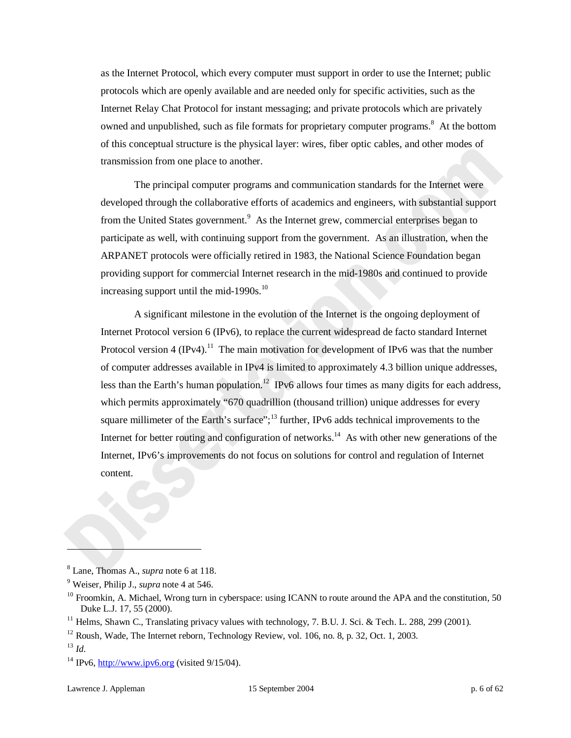as the Internet Protocol, which every computer must support in order to use the Internet; public protocols which are openly available and are needed only for specific activities, such as the Internet Relay Chat Protocol for instant messaging; and private protocols which are privately owned and unpublished, such as file formats for proprietary computer programs.[8] At the bottom of this conceptual structure is the physical layer: wires, fiber optic cables, and other modes of transmission from one place to another.

The principal computer programs and communication standards for the Internet were developed through the collaborative efforts of academics and engineers, with substantial support from the United States government.[9] As the Internet grew, commercial enterprises began to participate as well, with continuing support from the government. As an illustration, when the ARPANET protocols were officially retired in 1983, the National Science Foundation began providing support for commercial Internet research in the mid-1980s and continued to provide increasing support until the mid-1990s.[10]

A significant milestone in the evolution of the Internet is the ongoing deployment of Internet Protocol version 6 (IPv6), to replace the current widespread de facto standard Internet Protocol version 4 (IPv4).[11] The main motivation for development of IPv6 was that the number of computer addresses available in IPv4 is limited to approximately 4.3 billion unique addresses, less than the Earth's human population.[12] IPv6 allows four times as many digits for each address, which permits approximately "670 quadrillion (thousand trillion) unique addresses for every square millimeter of the Earth's surface";[13] further, IPv6 adds technical improvements to the Internet for better routing and configuration of networks.[14] As with other new generations of the Internet, IPv6's improvements do not focus on solutions for control and regulation of Internet content.

---

[8] Lane, Thomas A., *supra* note 6 at 118.

[9] Weiser, Philip J., *supra* note 4 at 546.

[10] Froomkin, A. Michael, Wrong turn in cyberspace: using ICANN to route around the APA and the constitution, 50 Duke L.J. 17, 55 (2000).

[11] Helms, Shawn C., Translating privacy values with technology, 7. B.U. J. Sci. & Tech. L. 288, 299 (2001).

[12] Roush, Wade, The Internet reborn, Technology Review, vol. 106, no. 8, p. 32, Oct. 1, 2003.

[13] *Id.*

[14] IPv6, http://www.ipv6.org (visited 9/15/04).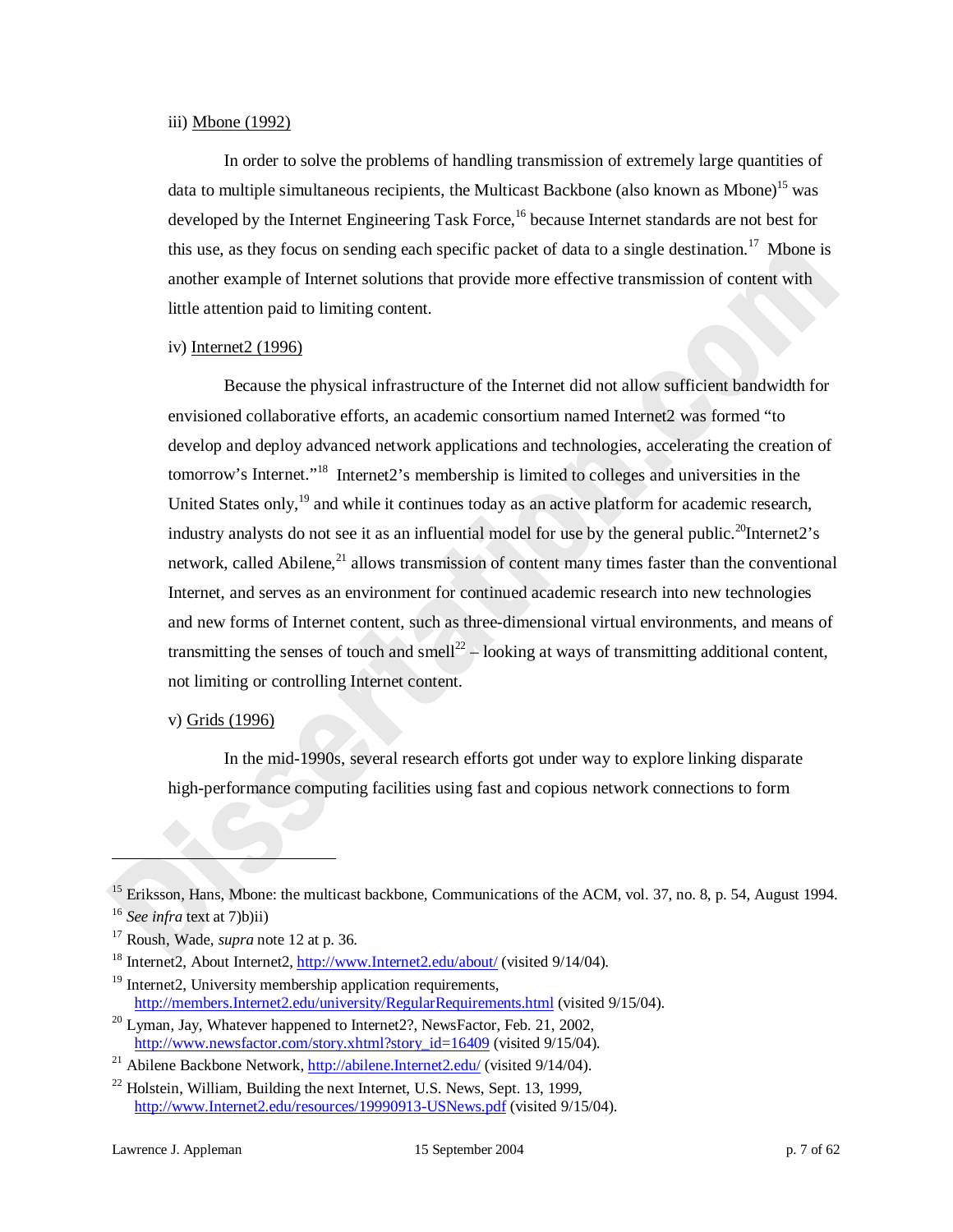iii) Mbone (1992)

In order to solve the problems of handling transmission of extremely large quantities of data to multiple simultaneous recipients, the Multicast Backbone (also known as Mbone)[15] was developed by the Internet Engineering Task Force,[16] because Internet standards are not best for this use, as they focus on sending each specific packet of data to a single destination.[17] Mbone is another example of Internet solutions that provide more effective transmission of content with little attention paid to limiting content.

iv) Internet2 (1996)

Because the physical infrastructure of the Internet did not allow sufficient bandwidth for envisioned collaborative efforts, an academic consortium named Internet2 was formed "to develop and deploy advanced network applications and technologies, accelerating the creation of tomorrow's Internet."[18] Internet2's membership is limited to colleges and universities in the United States only,[19] and while it continues today as an active platform for academic research, industry analysts do not see it as an influential model for use by the general public.[20]Internet2's network, called Abilene,[21] allows transmission of content many times faster than the conventional Internet, and serves as an environment for continued academic research into new technologies and new forms of Internet content, such as three-dimensional virtual environments, and means of transmitting the senses of touch and smell[22] – looking at ways of transmitting additional content, not limiting or controlling Internet content.

v) Grids (1996)

In the mid-1990s, several research efforts got under way to explore linking disparate high-performance computing facilities using fast and copious network connections to form

---

[15] Eriksson, Hans, Mbone: the multicast backbone, Communications of the ACM, vol. 37, no. 8, p. 54, August 1994.

[16] *See infra* text at 7)b)ii)

[17] Roush, Wade, *supra* note 12 at p. 36.

[18] Internet2, About Internet2, http://www.Internet2.edu/about/ (visited 9/14/04).

[19] Internet2, University membership application requirements, http://members.Internet2.edu/university/RegularRequirements.html (visited 9/15/04).

[20] Lyman, Jay, Whatever happened to Internet2?, NewsFactor, Feb. 21, 2002, http://www.newsfactor.com/story.xhtml?story_id=16409 (visited 9/15/04).

[21] Abilene Backbone Network, http://abilene.Internet2.edu/ (visited 9/14/04).

[22] Holstein, William, Building the next Internet, U.S. News, Sept. 13, 1999, http://www.Internet2.edu/resources/19990913-USNews.pdf (visited 9/15/04).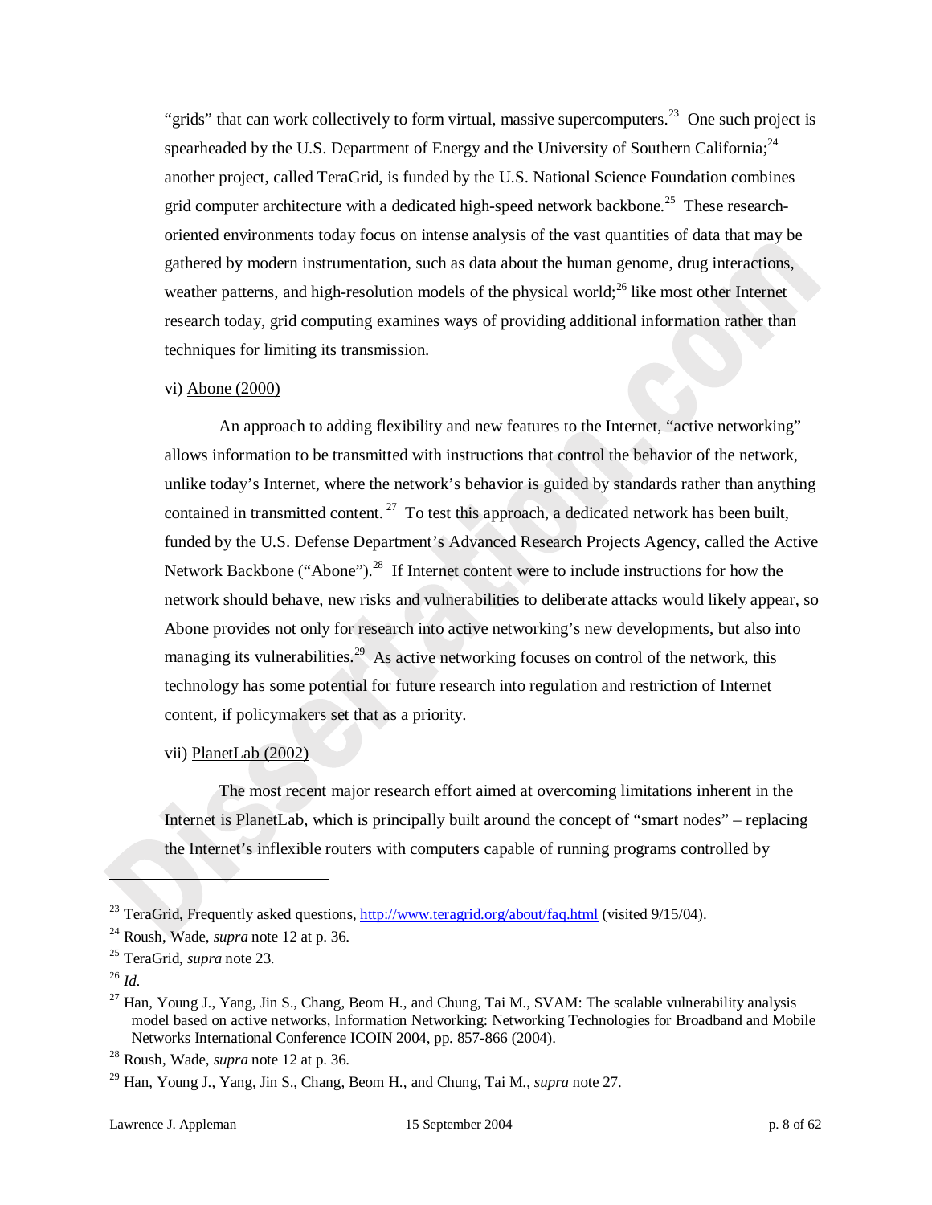"grids" that can work collectively to form virtual, massive supercomputers.[23] One such project is spearheaded by the U.S. Department of Energy and the University of Southern California;[24] another project, called TeraGrid, is funded by the U.S. National Science Foundation combines grid computer architecture with a dedicated high-speed network backbone.[25] These research-oriented environments today focus on intense analysis of the vast quantities of data that may be gathered by modern instrumentation, such as data about the human genome, drug interactions, weather patterns, and high-resolution models of the physical world;[26] like most other Internet research today, grid computing examines ways of providing additional information rather than techniques for limiting its transmission.

vi) <u>Abone (2000)</u>

An approach to adding flexibility and new features to the Internet, "active networking" allows information to be transmitted with instructions that control the behavior of the network, unlike today's Internet, where the network's behavior is guided by standards rather than anything contained in transmitted content.[27] To test this approach, a dedicated network has been built, funded by the U.S. Defense Department's Advanced Research Projects Agency, called the Active Network Backbone ("Abone").[28] If Internet content were to include instructions for how the network should behave, new risks and vulnerabilities to deliberate attacks would likely appear, so Abone provides not only for research into active networking's new developments, but also into managing its vulnerabilities.[29] As active networking focuses on control of the network, this technology has some potential for future research into regulation and restriction of Internet content, if policymakers set that as a priority.

vii) <u>PlanetLab (2002)</u>

The most recent major research effort aimed at overcoming limitations inherent in the Internet is PlanetLab, which is principally built around the concept of "smart nodes" – replacing the Internet's inflexible routers with computers capable of running programs controlled by

---

[23] TeraGrid, Frequently asked questions, http://www.teragrid.org/about/faq.html (visited 9/15/04).

[24] Roush, Wade, *supra* note 12 at p. 36.

[25] TeraGrid, *supra* note 23.

[26] *Id.*

[27] Han, Young J., Yang, Jin S., Chang, Beom H., and Chung, Tai M., SVAM: The scalable vulnerability analysis model based on active networks, Information Networking: Networking Technologies for Broadband and Mobile Networks International Conference ICOIN 2004, pp. 857-866 (2004).

[28] Roush, Wade, *supra* note 12 at p. 36.

[29] Han, Young J., Yang, Jin S., Chang, Beom H., and Chung, Tai M., *supra* note 27.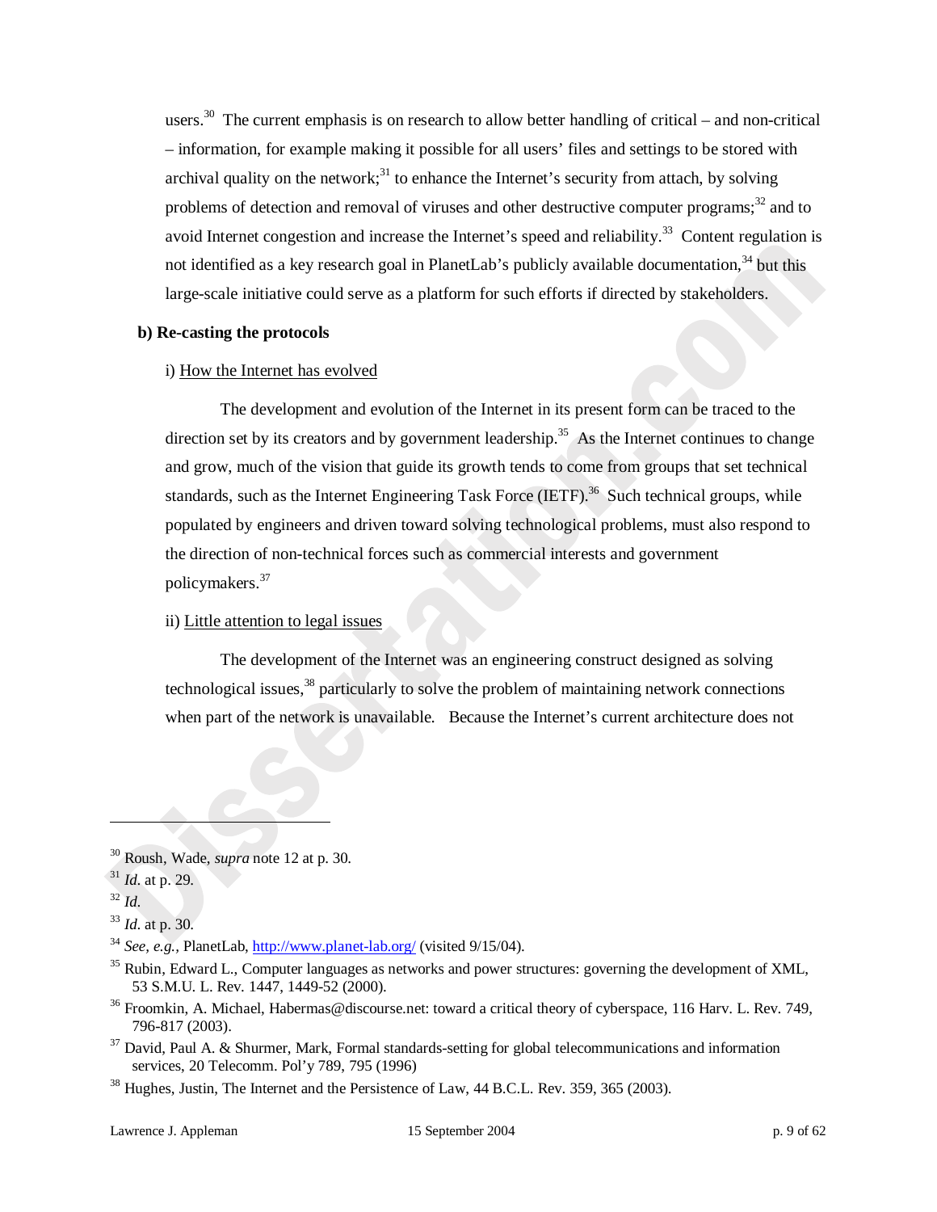users.[30] The current emphasis is on research to allow better handling of critical – and non-critical – information, for example making it possible for all users' files and settings to be stored with archival quality on the network;[31] to enhance the Internet's security from attach, by solving problems of detection and removal of viruses and other destructive computer programs;[32] and to avoid Internet congestion and increase the Internet's speed and reliability.[33] Content regulation is not identified as a key research goal in PlanetLab's publicly available documentation,[34] but this large-scale initiative could serve as a platform for such efforts if directed by stakeholders.

**b) Re-casting the protocols**

i) <u>How the Internet has evolved</u>

The development and evolution of the Internet in its present form can be traced to the direction set by its creators and by government leadership.[35] As the Internet continues to change and grow, much of the vision that guide its growth tends to come from groups that set technical standards, such as the Internet Engineering Task Force (IETF).[36] Such technical groups, while populated by engineers and driven toward solving technological problems, must also respond to the direction of non-technical forces such as commercial interests and government policymakers.[37]

ii) <u>Little attention to legal issues</u>

The development of the Internet was an engineering construct designed as solving technological issues,[38] particularly to solve the problem of maintaining network connections when part of the network is unavailable. Because the Internet's current architecture does not

---

[30] Roush, Wade, *supra* note 12 at p. 30.

[31] *Id.* at p. 29.

[32] *Id.*

[33] *Id.* at p. 30.

[34] *See, e.g.*, PlanetLab, http://www.planet-lab.org/ (visited 9/15/04).

[35] Rubin, Edward L., Computer languages as networks and power structures: governing the development of XML, 53 S.M.U. L. Rev. 1447, 1449-52 (2000).

[36] Froomkin, A. Michael, Habermas@discourse.net: toward a critical theory of cyberspace, 116 Harv. L. Rev. 749, 796-817 (2003).

[37] David, Paul A. & Shurmer, Mark, Formal standards-setting for global telecommunications and information services, 20 Telecomm. Pol'y 789, 795 (1996)

[38] Hughes, Justin, The Internet and the Persistence of Law, 44 B.C.L. Rev. 359, 365 (2003).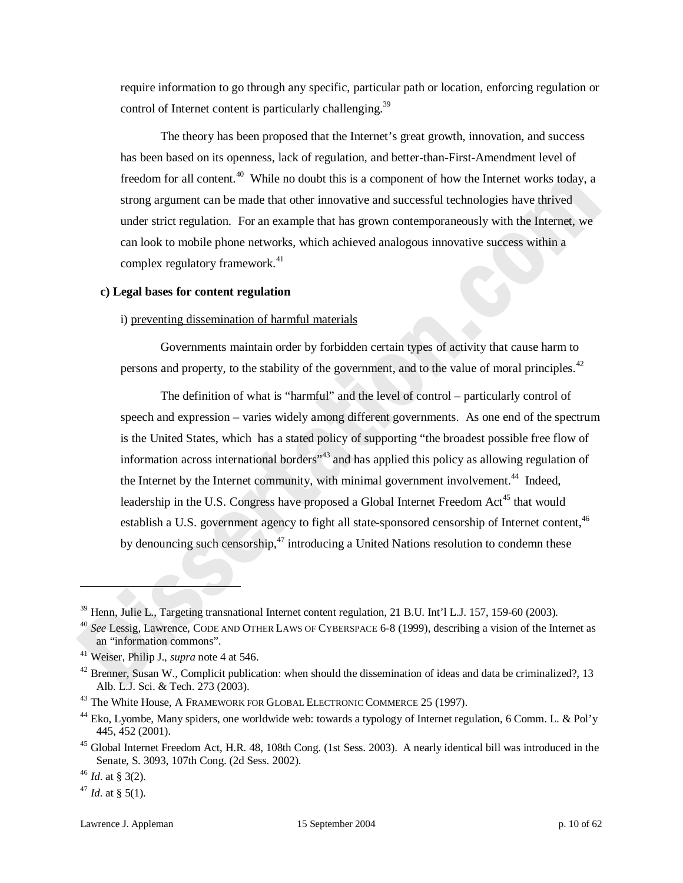require information to go through any specific, particular path or location, enforcing regulation or control of Internet content is particularly challenging.[39]

The theory has been proposed that the Internet's great growth, innovation, and success has been based on its openness, lack of regulation, and better-than-First-Amendment level of freedom for all content.[40] While no doubt this is a component of how the Internet works today, a strong argument can be made that other innovative and successful technologies have thrived under strict regulation. For an example that has grown contemporaneously with the Internet, we can look to mobile phone networks, which achieved analogous innovative success within a complex regulatory framework.[41]

**c) Legal bases for content regulation**

i) preventing dissemination of harmful materials

Governments maintain order by forbidden certain types of activity that cause harm to persons and property, to the stability of the government, and to the value of moral principles.[42]

The definition of what is "harmful" and the level of control – particularly control of speech and expression – varies widely among different governments. As one end of the spectrum is the United States, which has a stated policy of supporting "the broadest possible free flow of information across international borders"[43] and has applied this policy as allowing regulation of the Internet by the Internet community, with minimal government involvement.[44] Indeed, leadership in the U.S. Congress have proposed a Global Internet Freedom Act[45] that would establish a U.S. government agency to fight all state-sponsored censorship of Internet content,[46] by denouncing such censorship,[47] introducing a United Nations resolution to condemn these

---

[39] Henn, Julie L., Targeting transnational Internet content regulation, 21 B.U. Int'l L.J. 157, 159-60 (2003).

[40] *See* Lessig, Lawrence, CODE AND OTHER LAWS OF CYBERSPACE 6-8 (1999), describing a vision of the Internet as an "information commons".

[41] Weiser, Philip J., *supra* note 4 at 546.

[42] Brenner, Susan W., Complicit publication: when should the dissemination of ideas and data be criminalized?, 13 Alb. L.J. Sci. & Tech. 273 (2003).

[43] The White House, A FRAMEWORK FOR GLOBAL ELECTRONIC COMMERCE 25 (1997).

[44] Eko, Lyombe, Many spiders, one worldwide web: towards a typology of Internet regulation, 6 Comm. L. & Pol'y 445, 452 (2001).

[45] Global Internet Freedom Act, H.R. 48, 108th Cong. (1st Sess. 2003). A nearly identical bill was introduced in the Senate, S. 3093, 107th Cong. (2d Sess. 2002).

[46] *Id.* at § 3(2).

[47] *Id.* at § 5(1).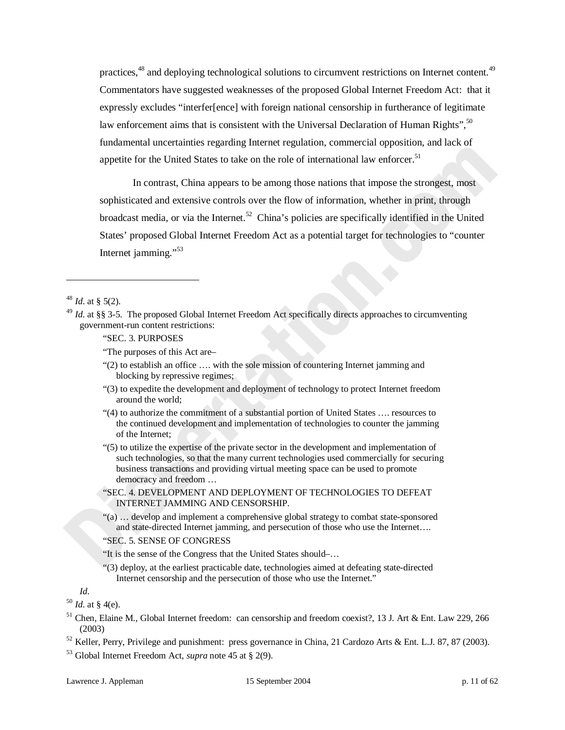practices,[48] and deploying technological solutions to circumvent restrictions on Internet content.[49] Commentators have suggested weaknesses of the proposed Global Internet Freedom Act: that it expressly excludes "interfer[ence] with foreign national censorship in furtherance of legitimate law enforcement aims that is consistent with the Universal Declaration of Human Rights",[50] fundamental uncertainties regarding Internet regulation, commercial opposition, and lack of appetite for the United States to take on the role of international law enforcer.[51]

In contrast, China appears to be among those nations that impose the strongest, most sophisticated and extensive controls over the flow of information, whether in print, through broadcast media, or via the Internet.[52] China's policies are specifically identified in the United States' proposed Global Internet Freedom Act as a potential target for technologies to "counter Internet jamming."[53]

---

[48] *Id.* at § 5(2).

[49] *Id.* at §§ 3-5. The proposed Global Internet Freedom Act specifically directs approaches to circumventing government-run content restrictions:

> "SEC. 3. PURPOSES
>
> "The purposes of this Act are–
>
> "(2) to establish an office …. with the sole mission of countering Internet jamming and blocking by repressive regimes;
>
> "(3) to expedite the development and deployment of technology to protect Internet freedom around the world;
>
> "(4) to authorize the commitment of a substantial portion of United States …. resources to the continued development and implementation of technologies to counter the jamming of the Internet;
>
> "(5) to utilize the expertise of the private sector in the development and implementation of such technologies, so that the many current technologies used commercially for securing business transactions and providing virtual meeting space can be used to promote democracy and freedom …
>
> "SEC. 4. DEVELOPMENT AND DEPLOYMENT OF TECHNOLOGIES TO DEFEAT INTERNET JAMMING AND CENSORSHIP.
>
> "(a) … develop and implement a comprehensive global strategy to combat state-sponsored and state-directed Internet jamming, and persecution of those who use the Internet….
>
> "SEC. 5. SENSE OF CONGRESS
>
> "It is the sense of the Congress that the United States should–…
>
> "(3) deploy, at the earliest practicable date, technologies aimed at defeating state-directed Internet censorship and the persecution of those who use the Internet."

*Id.*

[50] *Id.* at § 4(e).

[51] Chen, Elaine M., Global Internet freedom: can censorship and freedom coexist?, 13 J. Art & Ent. Law 229, 266 (2003)

[52] Keller, Perry, Privilege and punishment: press governance in China, 21 Cardozo Arts & Ent. L.J. 87, 87 (2003).

[53] Global Internet Freedom Act, *supra* note 45 at § 2(9).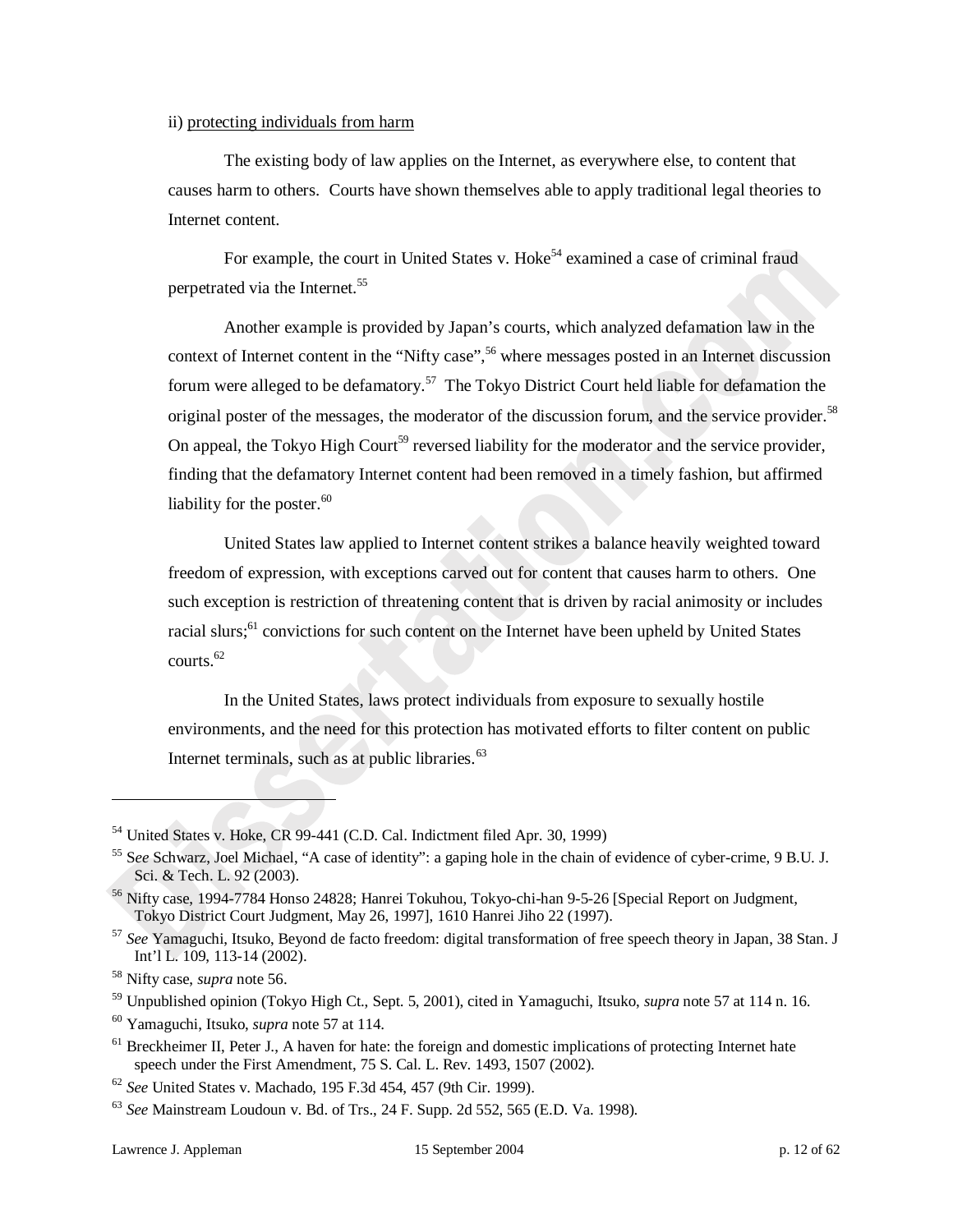ii) protecting individuals from harm

The existing body of law applies on the Internet, as everywhere else, to content that causes harm to others. Courts have shown themselves able to apply traditional legal theories to Internet content.

For example, the court in United States v. Hoke[54] examined a case of criminal fraud perpetrated via the Internet.[55]

Another example is provided by Japan's courts, which analyzed defamation law in the context of Internet content in the "Nifty case",[56] where messages posted in an Internet discussion forum were alleged to be defamatory.[57] The Tokyo District Court held liable for defamation the original poster of the messages, the moderator of the discussion forum, and the service provider.[58] On appeal, the Tokyo High Court[59] reversed liability for the moderator and the service provider, finding that the defamatory Internet content had been removed in a timely fashion, but affirmed liability for the poster.[60]

United States law applied to Internet content strikes a balance heavily weighted toward freedom of expression, with exceptions carved out for content that causes harm to others. One such exception is restriction of threatening content that is driven by racial animosity or includes racial slurs;[61] convictions for such content on the Internet have been upheld by United States courts.[62]

In the United States, laws protect individuals from exposure to sexually hostile environments, and the need for this protection has motivated efforts to filter content on public Internet terminals, such as at public libraries.[63]

---

[54] United States v. Hoke, CR 99-441 (C.D. Cal. Indictment filed Apr. 30, 1999)

[55] S*ee* Schwarz, Joel Michael, "A case of identity": a gaping hole in the chain of evidence of cyber-crime, 9 B.U. J. Sci. & Tech. L. 92 (2003).

[56] Nifty case, 1994-7784 Honso 24828; Hanrei Tokuhou, Tokyo-chi-han 9-5-26 [Special Report on Judgment, Tokyo District Court Judgment, May 26, 1997], 1610 Hanrei Jiho 22 (1997).

[57] *See* Yamaguchi, Itsuko, Beyond de facto freedom: digital transformation of free speech theory in Japan, 38 Stan. J Int'l L. 109, 113-14 (2002).

[58] Nifty case, *supra* note 56.

[59] Unpublished opinion (Tokyo High Ct., Sept. 5, 2001), cited in Yamaguchi, Itsuko, *supra* note 57 at 114 n. 16.

[60] Yamaguchi, Itsuko, *supra* note 57 at 114.

[61] Breckheimer II, Peter J., A haven for hate: the foreign and domestic implications of protecting Internet hate speech under the First Amendment, 75 S. Cal. L. Rev. 1493, 1507 (2002).

[62] *See* United States v. Machado, 195 F.3d 454, 457 (9th Cir. 1999).

[63] *See* Mainstream Loudoun v. Bd. of Trs., 24 F. Supp. 2d 552, 565 (E.D. Va. 1998).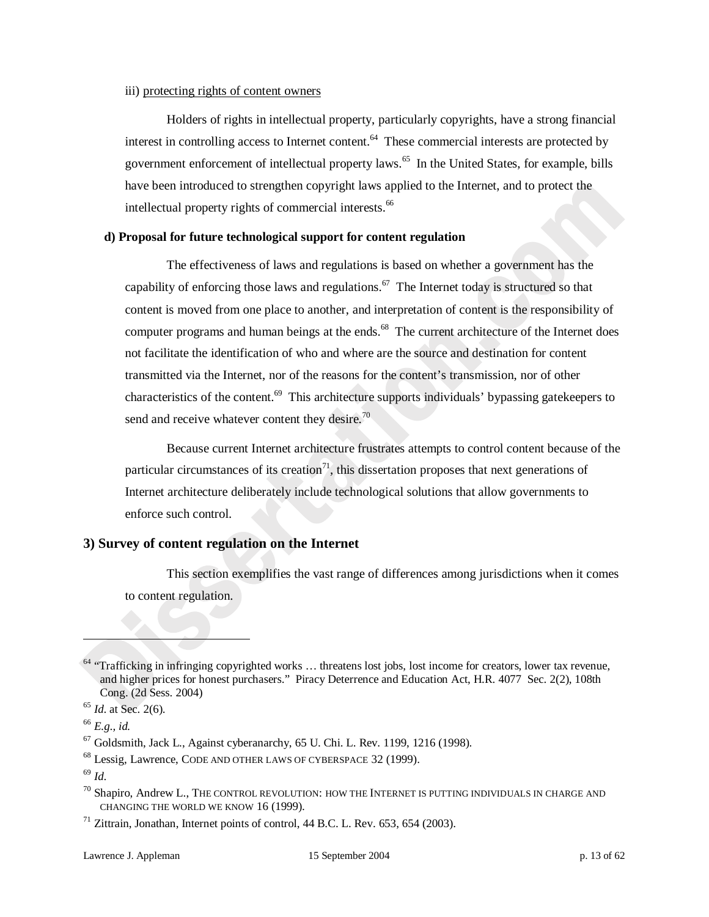iii) protecting rights of content owners

Holders of rights in intellectual property, particularly copyrights, have a strong financial interest in controlling access to Internet content.[64] These commercial interests are protected by government enforcement of intellectual property laws.[65] In the United States, for example, bills have been introduced to strengthen copyright laws applied to the Internet, and to protect the intellectual property rights of commercial interests.[66]

**d) Proposal for future technological support for content regulation**

The effectiveness of laws and regulations is based on whether a government has the capability of enforcing those laws and regulations.[67] The Internet today is structured so that content is moved from one place to another, and interpretation of content is the responsibility of computer programs and human beings at the ends.[68] The current architecture of the Internet does not facilitate the identification of who and where are the source and destination for content transmitted via the Internet, nor of the reasons for the content's transmission, nor of other characteristics of the content.[69] This architecture supports individuals' bypassing gatekeepers to send and receive whatever content they desire.[70]

Because current Internet architecture frustrates attempts to control content because of the particular circumstances of its creation[71], this dissertation proposes that next generations of Internet architecture deliberately include technological solutions that allow governments to enforce such control.

## 3) Survey of content regulation on the Internet

This section exemplifies the vast range of differences among jurisdictions when it comes to content regulation.

---

[64] "Trafficking in infringing copyrighted works … threatens lost jobs, lost income for creators, lower tax revenue, and higher prices for honest purchasers." Piracy Deterrence and Education Act, H.R. 4077 Sec. 2(2), 108th Cong. (2d Sess. 2004)

[65] *Id.* at Sec. 2(6).

[66] *E.g.*, *id.*

[67] Goldsmith, Jack L., Against cyberanarchy, 65 U. Chi. L. Rev. 1199, 1216 (1998).

[68] Lessig, Lawrence, CODE AND OTHER LAWS OF CYBERSPACE 32 (1999).

[69] *Id.*

[70] Shapiro, Andrew L., THE CONTROL REVOLUTION: HOW THE INTERNET IS PUTTING INDIVIDUALS IN CHARGE AND CHANGING THE WORLD WE KNOW 16 (1999).

[71] Zittrain, Jonathan, Internet points of control, 44 B.C. L. Rev. 653, 654 (2003).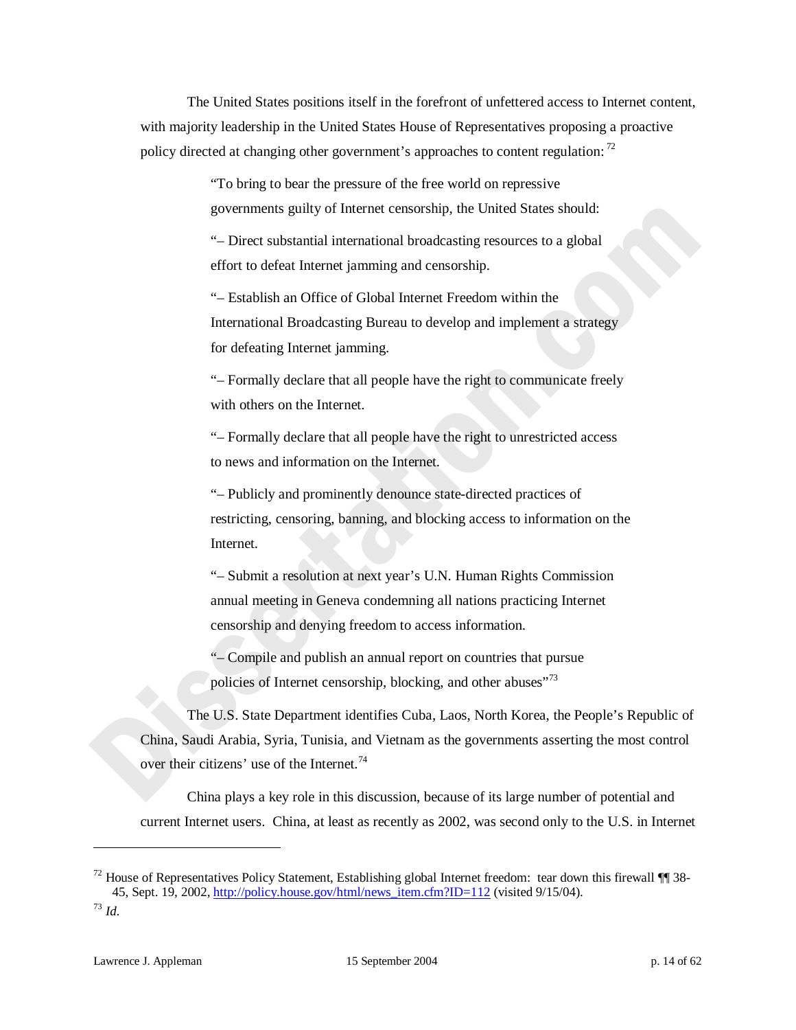The United States positions itself in the forefront of unfettered access to Internet content, with majority leadership in the United States House of Representatives proposing a proactive policy directed at changing other government's approaches to content regulation: [72]

> "To bring to bear the pressure of the free world on repressive governments guilty of Internet censorship, the United States should:
>
> "– Direct substantial international broadcasting resources to a global effort to defeat Internet jamming and censorship.
>
> "– Establish an Office of Global Internet Freedom within the International Broadcasting Bureau to develop and implement a strategy for defeating Internet jamming.
>
> "– Formally declare that all people have the right to communicate freely with others on the Internet.
>
> "– Formally declare that all people have the right to unrestricted access to news and information on the Internet.
>
> "– Publicly and prominently denounce state-directed practices of restricting, censoring, banning, and blocking access to information on the Internet.
>
> "– Submit a resolution at next year's U.N. Human Rights Commission annual meeting in Geneva condemning all nations practicing Internet censorship and denying freedom to access information.
>
> "– Compile and publish an annual report on countries that pursue policies of Internet censorship, blocking, and other abuses"[73]

The U.S. State Department identifies Cuba, Laos, North Korea, the People's Republic of China, Saudi Arabia, Syria, Tunisia, and Vietnam as the governments asserting the most control over their citizens' use of the Internet.[74]

China plays a key role in this discussion, because of its large number of potential and current Internet users. China, at least as recently as 2002, was second only to the U.S. in Internet

---

[72] House of Representatives Policy Statement, Establishing global Internet freedom: tear down this firewall ¶¶ 38-45, Sept. 19, 2002, http://policy.house.gov/html/news_item.cfm?ID=112 (visited 9/15/04).

[73] *Id.*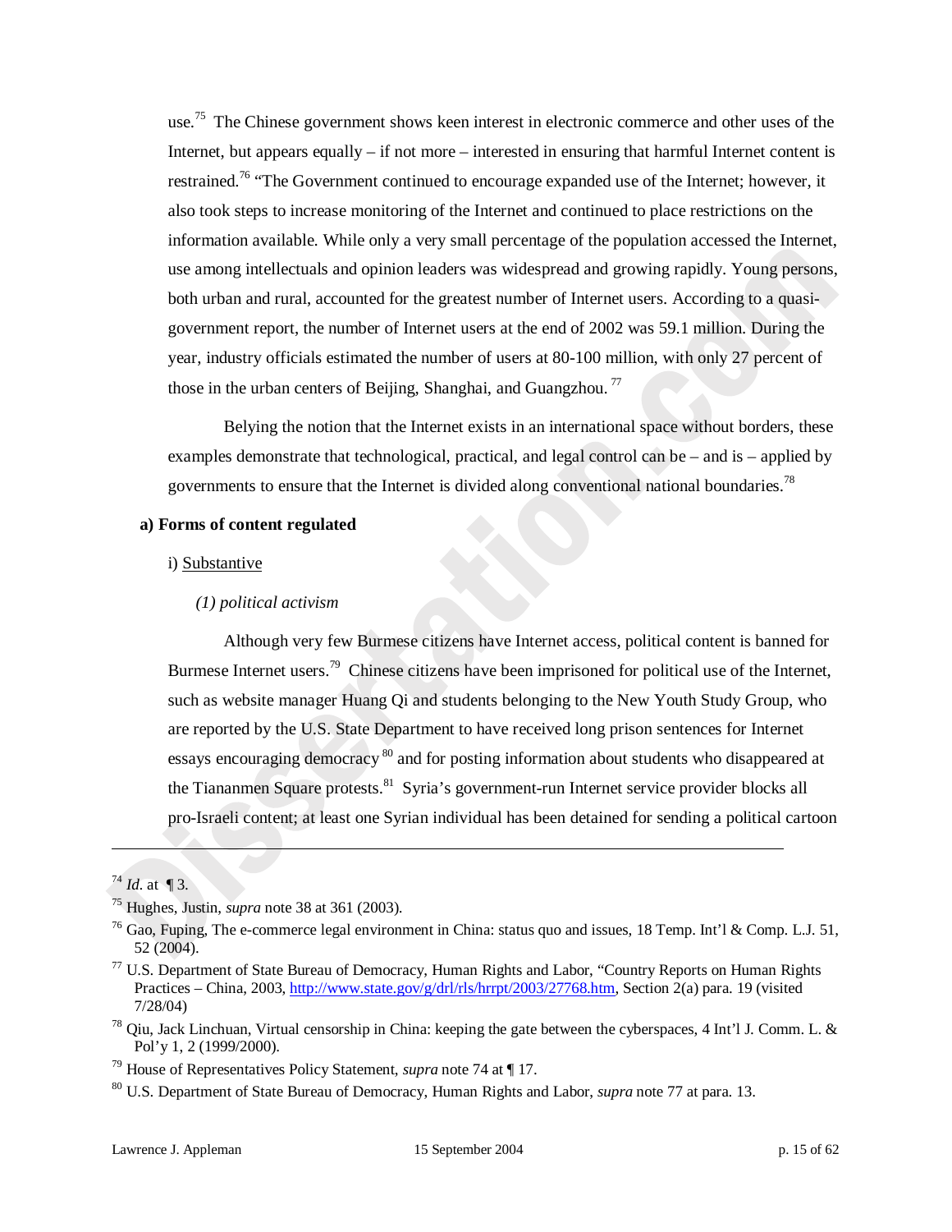use.[75] The Chinese government shows keen interest in electronic commerce and other uses of the Internet, but appears equally – if not more – interested in ensuring that harmful Internet content is restrained.[76] "The Government continued to encourage expanded use of the Internet; however, it also took steps to increase monitoring of the Internet and continued to place restrictions on the information available. While only a very small percentage of the population accessed the Internet, use among intellectuals and opinion leaders was widespread and growing rapidly. Young persons, both urban and rural, accounted for the greatest number of Internet users. According to a quasi-government report, the number of Internet users at the end of 2002 was 59.1 million. During the year, industry officials estimated the number of users at 80-100 million, with only 27 percent of those in the urban centers of Beijing, Shanghai, and Guangzhou.[77]

Belying the notion that the Internet exists in an international space without borders, these examples demonstrate that technological, practical, and legal control can be – and is – applied by governments to ensure that the Internet is divided along conventional national boundaries.[78]

**a) Forms of content regulated**

i) Substantive

*(1) political activism*

Although very few Burmese citizens have Internet access, political content is banned for Burmese Internet users.[79] Chinese citizens have been imprisoned for political use of the Internet, such as website manager Huang Qi and students belonging to the New Youth Study Group, who are reported by the U.S. State Department to have received long prison sentences for Internet essays encouraging democracy[80] and for posting information about students who disappeared at the Tiananmen Square protests.[81] Syria's government-run Internet service provider blocks all pro-Israeli content; at least one Syrian individual has been detained for sending a political cartoon

---

[74] *Id.* at ¶ 3.

[75] Hughes, Justin, *supra* note 38 at 361 (2003).

[76] Gao, Fuping, The e-commerce legal environment in China: status quo and issues, 18 Temp. Int'l & Comp. L.J. 51, 52 (2004).

[77] U.S. Department of State Bureau of Democracy, Human Rights and Labor, "Country Reports on Human Rights Practices – China, 2003, http://www.state.gov/g/drl/rls/hrrpt/2003/27768.htm, Section 2(a) para. 19 (visited 7/28/04)

[78] Qiu, Jack Linchuan, Virtual censorship in China: keeping the gate between the cyberspaces, 4 Int'l J. Comm. L. & Pol'y 1, 2 (1999/2000).

[79] House of Representatives Policy Statement, *supra* note 74 at ¶ 17.

[80] U.S. Department of State Bureau of Democracy, Human Rights and Labor, *supra* note 77 at para. 13.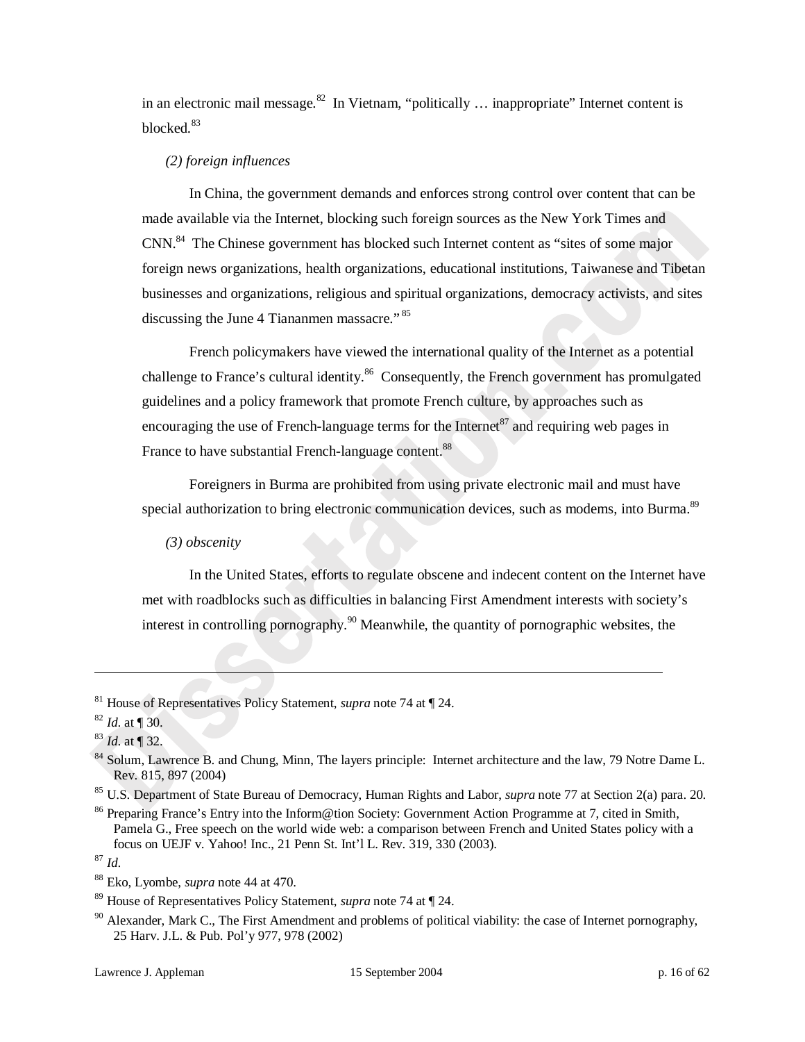in an electronic mail message.[82] In Vietnam, "politically … inappropriate" Internet content is blocked.[83]

*(2) foreign influences*

In China, the government demands and enforces strong control over content that can be made available via the Internet, blocking such foreign sources as the New York Times and CNN.[84] The Chinese government has blocked such Internet content as "sites of some major foreign news organizations, health organizations, educational institutions, Taiwanese and Tibetan businesses and organizations, religious and spiritual organizations, democracy activists, and sites discussing the June 4 Tiananmen massacre."[85]

French policymakers have viewed the international quality of the Internet as a potential challenge to France's cultural identity.[86] Consequently, the French government has promulgated guidelines and a policy framework that promote French culture, by approaches such as encouraging the use of French-language terms for the Internet[87] and requiring web pages in France to have substantial French-language content.[88]

Foreigners in Burma are prohibited from using private electronic mail and must have special authorization to bring electronic communication devices, such as modems, into Burma.[89]

*(3) obscenity*

In the United States, efforts to regulate obscene and indecent content on the Internet have met with roadblocks such as difficulties in balancing First Amendment interests with society's interest in controlling pornography.[90] Meanwhile, the quantity of pornographic websites, the

---

[81] House of Representatives Policy Statement, *supra* note 74 at ¶ 24.

[82] *Id.* at ¶ 30.

[83] *Id.* at ¶ 32.

[84] Solum, Lawrence B. and Chung, Minn, The layers principle: Internet architecture and the law, 79 Notre Dame L. Rev. 815, 897 (2004)

[85] U.S. Department of State Bureau of Democracy, Human Rights and Labor, *supra* note 77 at Section 2(a) para. 20.

[86] Preparing France's Entry into the Inform@tion Society: Government Action Programme at 7, cited in Smith, Pamela G., Free speech on the world wide web: a comparison between French and United States policy with a focus on UEJF v. Yahoo! Inc., 21 Penn St. Int'l L. Rev. 319, 330 (2003).

[87] *Id.*

[88] Eko, Lyombe, *supra* note 44 at 470.

[89] House of Representatives Policy Statement, *supra* note 74 at ¶ 24.

[90] Alexander, Mark C., The First Amendment and problems of political viability: the case of Internet pornography, 25 Harv. J.L. & Pub. Pol'y 977, 978 (2002)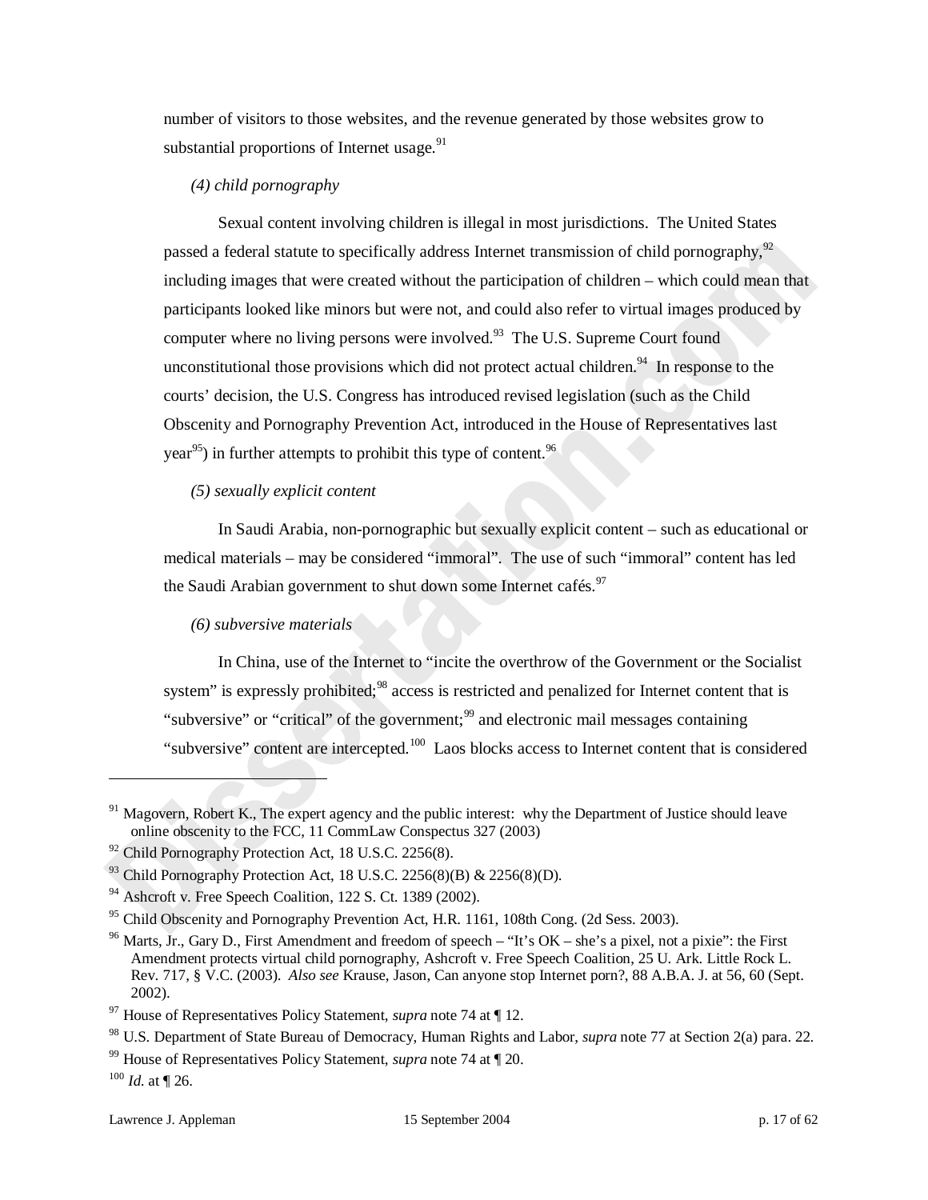number of visitors to those websites, and the revenue generated by those websites grow to substantial proportions of Internet usage.[91]

*(4) child pornography*

Sexual content involving children is illegal in most jurisdictions. The United States passed a federal statute to specifically address Internet transmission of child pornography,[92] including images that were created without the participation of children – which could mean that participants looked like minors but were not, and could also refer to virtual images produced by computer where no living persons were involved.[93] The U.S. Supreme Court found unconstitutional those provisions which did not protect actual children.[94] In response to the courts' decision, the U.S. Congress has introduced revised legislation (such as the Child Obscenity and Pornography Prevention Act, introduced in the House of Representatives last year[95]) in further attempts to prohibit this type of content.[96]

*(5) sexually explicit content*

In Saudi Arabia, non-pornographic but sexually explicit content – such as educational or medical materials – may be considered "immoral". The use of such "immoral" content has led the Saudi Arabian government to shut down some Internet cafés.[97]

*(6) subversive materials*

In China, use of the Internet to "incite the overthrow of the Government or the Socialist system" is expressly prohibited;[98] access is restricted and penalized for Internet content that is "subversive" or "critical" of the government;[99] and electronic mail messages containing "subversive" content are intercepted.[100] Laos blocks access to Internet content that is considered

---

[91] Magovern, Robert K., The expert agency and the public interest: why the Department of Justice should leave online obscenity to the FCC, 11 CommLaw Conspectus 327 (2003)

[92] Child Pornography Protection Act, 18 U.S.C. 2256(8).

[93] Child Pornography Protection Act, 18 U.S.C. 2256(8)(B) & 2256(8)(D).

[94] Ashcroft v. Free Speech Coalition, 122 S. Ct. 1389 (2002).

[95] Child Obscenity and Pornography Prevention Act, H.R. 1161, 108th Cong. (2d Sess. 2003).

[96] Marts, Jr., Gary D., First Amendment and freedom of speech – "It's OK – she's a pixel, not a pixie": the First Amendment protects virtual child pornography, Ashcroft v. Free Speech Coalition, 25 U. Ark. Little Rock L. Rev. 717, § V.C. (2003). *Also see* Krause, Jason, Can anyone stop Internet porn?, 88 A.B.A. J. at 56, 60 (Sept. 2002).

[97] House of Representatives Policy Statement, *supra* note 74 at ¶ 12.

[98] U.S. Department of State Bureau of Democracy, Human Rights and Labor, *supra* note 77 at Section 2(a) para. 22.

[99] House of Representatives Policy Statement, *supra* note 74 at ¶ 20.

[100] *Id.* at ¶ 26.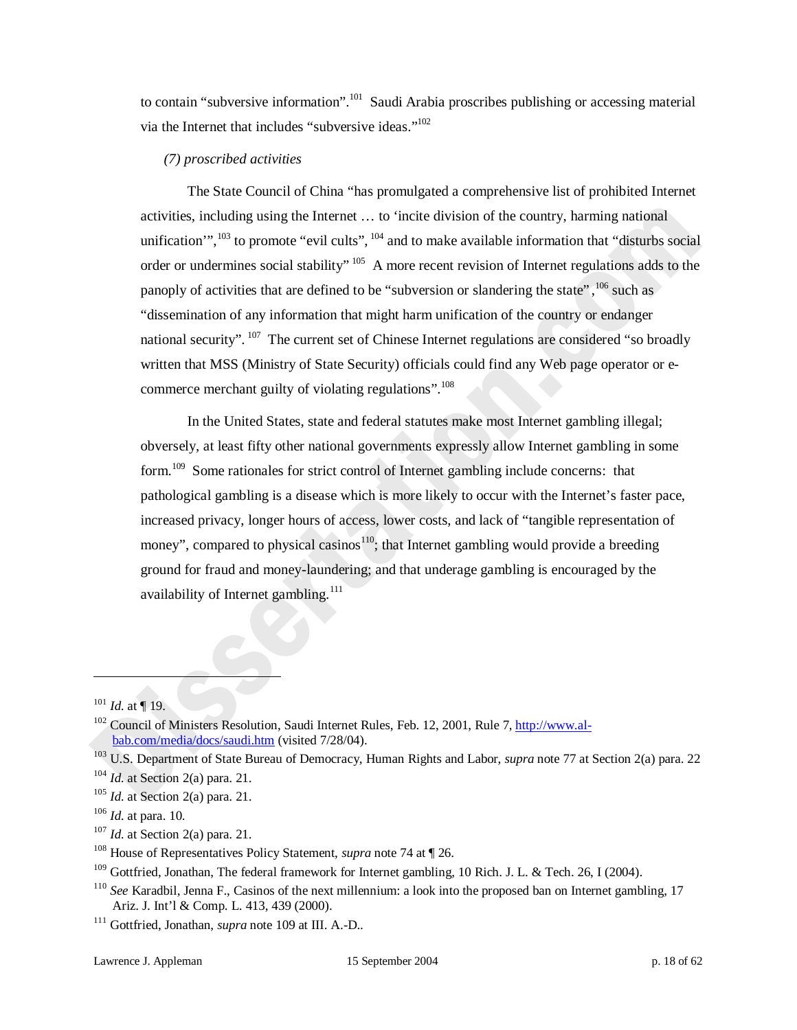to contain "subversive information".[101] Saudi Arabia proscribes publishing or accessing material via the Internet that includes "subversive ideas."[102]

*(7) proscribed activities*

The State Council of China "has promulgated a comprehensive list of prohibited Internet activities, including using the Internet … to 'incite division of the country, harming national unification'",[103] to promote "evil cults", [104] and to make available information that "disturbs social order or undermines social stability" [105] A more recent revision of Internet regulations adds to the panoply of activities that are defined to be "subversion or slandering the state", [106] such as "dissemination of any information that might harm unification of the country or endanger national security". [107] The current set of Chinese Internet regulations are considered "so broadly written that MSS (Ministry of State Security) officials could find any Web page operator or e-commerce merchant guilty of violating regulations".[108]

In the United States, state and federal statutes make most Internet gambling illegal; obversely, at least fifty other national governments expressly allow Internet gambling in some form.[109] Some rationales for strict control of Internet gambling include concerns: that pathological gambling is a disease which is more likely to occur with the Internet's faster pace, increased privacy, longer hours of access, lower costs, and lack of "tangible representation of money", compared to physical casinos[110]; that Internet gambling would provide a breeding ground for fraud and money-laundering; and that underage gambling is encouraged by the availability of Internet gambling.[111]

---

[101] *Id.* at ¶ 19.

[102] Council of Ministers Resolution, Saudi Internet Rules, Feb. 12, 2001, Rule 7, http://www.al-bab.com/media/docs/saudi.htm (visited 7/28/04).

[103] U.S. Department of State Bureau of Democracy, Human Rights and Labor, *supra* note 77 at Section 2(a) para. 22

[104] *Id.* at Section 2(a) para. 21.

[105] *Id.* at Section 2(a) para. 21.

[106] *Id.* at para. 10.

[107] *Id.* at Section 2(a) para. 21.

[108] House of Representatives Policy Statement, *supra* note 74 at ¶ 26.

[109] Gottfried, Jonathan, The federal framework for Internet gambling, 10 Rich. J. L. & Tech. 26, I (2004).

[110] *See* Karadbil, Jenna F., Casinos of the next millennium: a look into the proposed ban on Internet gambling, 17 Ariz. J. Int'l & Comp. L. 413, 439 (2000).

[111] Gottfried, Jonathan, *supra* note 109 at III. A.-D..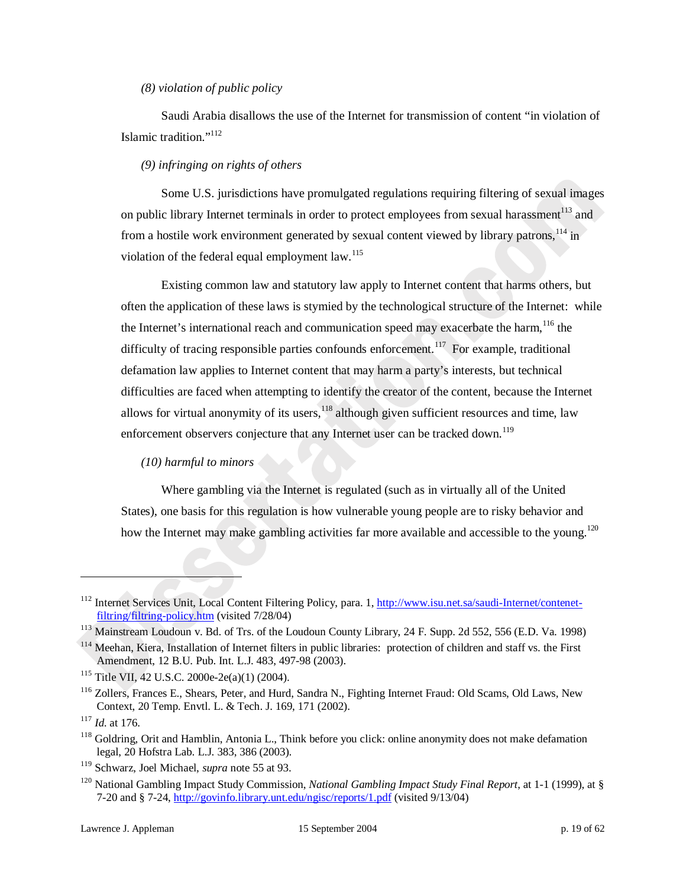*(8) violation of public policy*

Saudi Arabia disallows the use of the Internet for transmission of content "in violation of Islamic tradition."[112]

*(9) infringing on rights of others*

Some U.S. jurisdictions have promulgated regulations requiring filtering of sexual images on public library Internet terminals in order to protect employees from sexual harassment[113] and from a hostile work environment generated by sexual content viewed by library patrons,[114] in violation of the federal equal employment law.[115]

Existing common law and statutory law apply to Internet content that harms others, but often the application of these laws is stymied by the technological structure of the Internet: while the Internet's international reach and communication speed may exacerbate the harm,[116] the difficulty of tracing responsible parties confounds enforcement.[117] For example, traditional defamation law applies to Internet content that may harm a party's interests, but technical difficulties are faced when attempting to identify the creator of the content, because the Internet allows for virtual anonymity of its users,[118] although given sufficient resources and time, law enforcement observers conjecture that any Internet user can be tracked down.[119]

*(10) harmful to minors*

Where gambling via the Internet is regulated (such as in virtually all of the United States), one basis for this regulation is how vulnerable young people are to risky behavior and how the Internet may make gambling activities far more available and accessible to the young.[120]

---

[112] Internet Services Unit, Local Content Filtering Policy, para. 1, http://www.isu.net.sa/saudi-Internet/contenet-filtring/filtring-policy.htm (visited 7/28/04)

[113] Mainstream Loudoun v. Bd. of Trs. of the Loudoun County Library, 24 F. Supp. 2d 552, 556 (E.D. Va. 1998)

[114] Meehan, Kiera, Installation of Internet filters in public libraries: protection of children and staff vs. the First Amendment, 12 B.U. Pub. Int. L.J. 483, 497-98 (2003).

[115] Title VII, 42 U.S.C. 2000e-2e(a)(1) (2004).

[116] Zollers, Frances E., Shears, Peter, and Hurd, Sandra N., Fighting Internet Fraud: Old Scams, Old Laws, New Context, 20 Temp. Envtl. L. & Tech. J. 169, 171 (2002).

[117] *Id.* at 176.

[118] Goldring, Orit and Hamblin, Antonia L., Think before you click: online anonymity does not make defamation legal, 20 Hofstra Lab. L.J. 383, 386 (2003).

[119] Schwarz, Joel Michael, *supra* note 55 at 93.

[120] National Gambling Impact Study Commission, *National Gambling Impact Study Final Report*, at 1-1 (1999), at § 7-20 and § 7-24, http://govinfo.library.unt.edu/ngisc/reports/1.pdf (visited 9/13/04)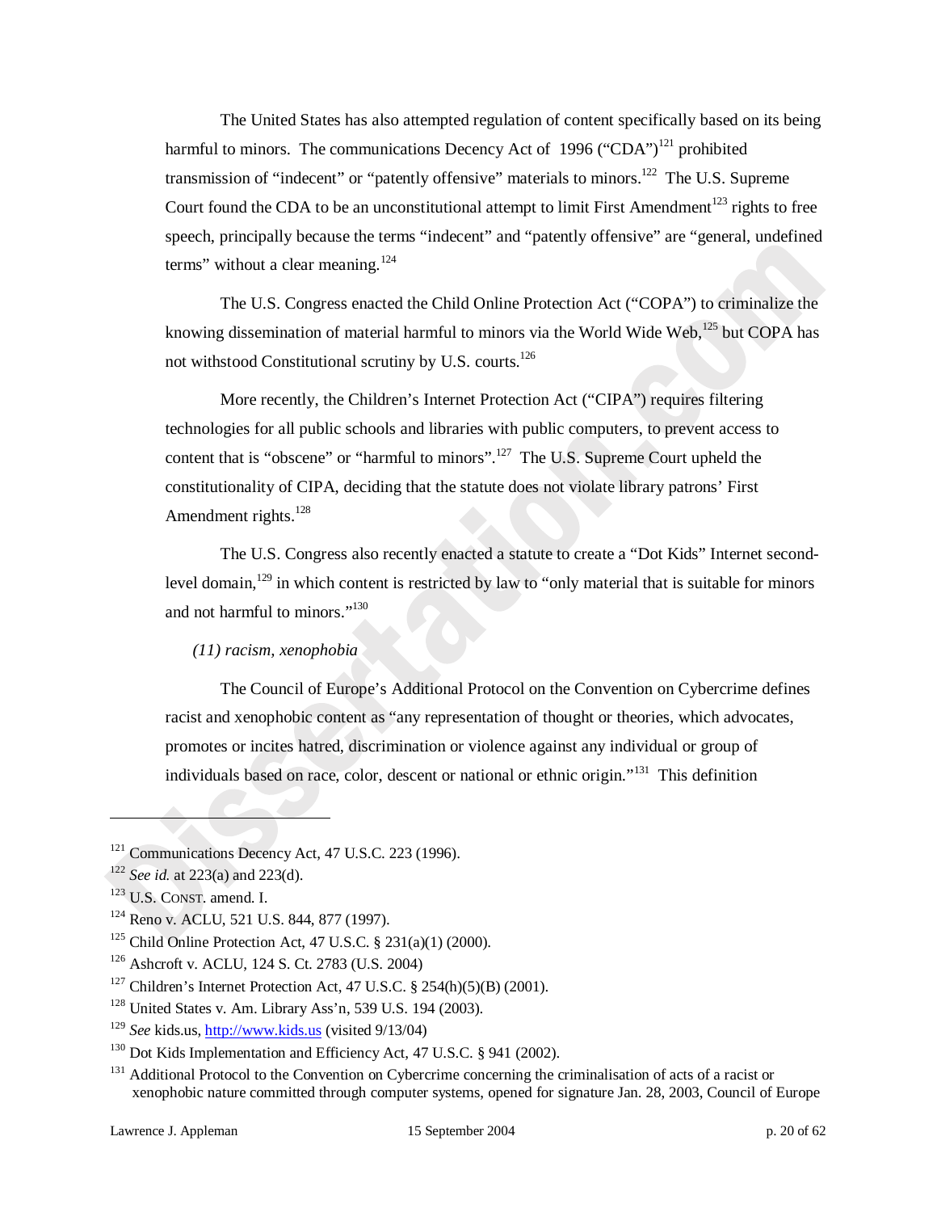The United States has also attempted regulation of content specifically based on its being harmful to minors. The communications Decency Act of 1996 ("CDA")[121] prohibited transmission of "indecent" or "patently offensive" materials to minors.[122] The U.S. Supreme Court found the CDA to be an unconstitutional attempt to limit First Amendment[123] rights to free speech, principally because the terms "indecent" and "patently offensive" are "general, undefined terms" without a clear meaning.[124]

The U.S. Congress enacted the Child Online Protection Act ("COPA") to criminalize the knowing dissemination of material harmful to minors via the World Wide Web,[125] but COPA has not withstood Constitutional scrutiny by U.S. courts.[126]

More recently, the Children's Internet Protection Act ("CIPA") requires filtering technologies for all public schools and libraries with public computers, to prevent access to content that is "obscene" or "harmful to minors".[127] The U.S. Supreme Court upheld the constitutionality of CIPA, deciding that the statute does not violate library patrons' First Amendment rights.[128]

The U.S. Congress also recently enacted a statute to create a "Dot Kids" Internet second-level domain,[129] in which content is restricted by law to "only material that is suitable for minors and not harmful to minors."[130]

*(11) racism, xenophobia*

The Council of Europe's Additional Protocol on the Convention on Cybercrime defines racist and xenophobic content as "any representation of thought or theories, which advocates, promotes or incites hatred, discrimination or violence against any individual or group of individuals based on race, color, descent or national or ethnic origin."[131] This definition

---

[121] Communications Decency Act, 47 U.S.C. 223 (1996).

[122] *See id.* at 223(a) and 223(d).

[123] U.S. CONST. amend. I.

[124] Reno v. ACLU, 521 U.S. 844, 877 (1997).

[125] Child Online Protection Act, 47 U.S.C. § 231(a)(1) (2000).

[126] Ashcroft v. ACLU, 124 S. Ct. 2783 (U.S. 2004)

[127] Children's Internet Protection Act, 47 U.S.C. § 254(h)(5)(B) (2001).

[128] United States v. Am. Library Ass'n, 539 U.S. 194 (2003).

[129] *See* kids.us, http://www.kids.us (visited 9/13/04)

[130] Dot Kids Implementation and Efficiency Act, 47 U.S.C. § 941 (2002).

[131] Additional Protocol to the Convention on Cybercrime concerning the criminalisation of acts of a racist or xenophobic nature committed through computer systems, opened for signature Jan. 28, 2003, Council of Europe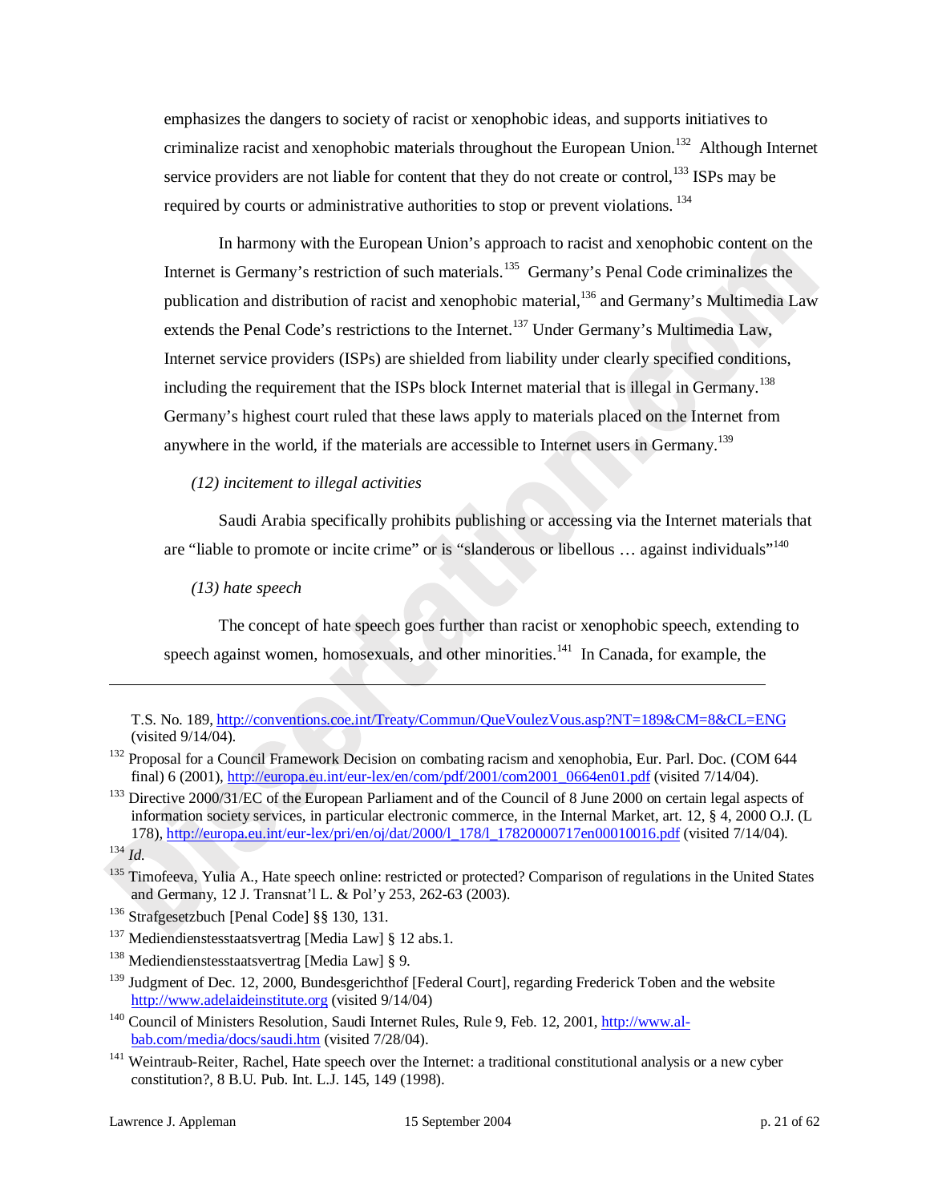emphasizes the dangers to society of racist or xenophobic ideas, and supports initiatives to criminalize racist and xenophobic materials throughout the European Union.[132] Although Internet service providers are not liable for content that they do not create or control,[133] ISPs may be required by courts or administrative authorities to stop or prevent violations.[134]

In harmony with the European Union's approach to racist and xenophobic content on the Internet is Germany's restriction of such materials.[135] Germany's Penal Code criminalizes the publication and distribution of racist and xenophobic material,[136] and Germany's Multimedia Law extends the Penal Code's restrictions to the Internet.[137] Under Germany's Multimedia Law, Internet service providers (ISPs) are shielded from liability under clearly specified conditions, including the requirement that the ISPs block Internet material that is illegal in Germany.[138] Germany's highest court ruled that these laws apply to materials placed on the Internet from anywhere in the world, if the materials are accessible to Internet users in Germany.[139]

*(12) incitement to illegal activities*

Saudi Arabia specifically prohibits publishing or accessing via the Internet materials that are "liable to promote or incite crime" or is "slanderous or libellous … against individuals"[140]

*(13) hate speech*

The concept of hate speech goes further than racist or xenophobic speech, extending to speech against women, homosexuals, and other minorities.[141] In Canada, for example, the

---

T.S. No. 189, http://conventions.coe.int/Treaty/Commun/QueVoulezVous.asp?NT=189&CM=8&CL=ENG (visited 9/14/04).

[132] Proposal for a Council Framework Decision on combating racism and xenophobia, Eur. Parl. Doc. (COM 644 final) 6 (2001), http://europa.eu.int/eur-lex/en/com/pdf/2001/com2001_0664en01.pdf (visited 7/14/04).

[133] Directive 2000/31/EC of the European Parliament and of the Council of 8 June 2000 on certain legal aspects of information society services, in particular electronic commerce, in the Internal Market, art. 12, § 4, 2000 O.J. (L 178), http://europa.eu.int/eur-lex/pri/en/oj/dat/2000/l_178/l_17820000717en00010016.pdf (visited 7/14/04).

[134] *Id.*

[135] Timofeeva, Yulia A., Hate speech online: restricted or protected? Comparison of regulations in the United States and Germany, 12 J. Transnat'l L. & Pol'y 253, 262-63 (2003).

[136] Strafgesetzbuch [Penal Code] §§ 130, 131.

[137] Mediendienstesstaatsvertrag [Media Law] § 12 abs.1.

[138] Mediendienstesstaatsvertrag [Media Law] § 9.

[139] Judgment of Dec. 12, 2000, Bundesgerichthof [Federal Court], regarding Frederick Toben and the website http://www.adelaideinstitute.org (visited 9/14/04)

[140] Council of Ministers Resolution, Saudi Internet Rules, Rule 9, Feb. 12, 2001, http://www.al-bab.com/media/docs/saudi.htm (visited 7/28/04).

[141] Weintraub-Reiter, Rachel, Hate speech over the Internet: a traditional constitutional analysis or a new cyber constitution?, 8 B.U. Pub. Int. L.J. 145, 149 (1998).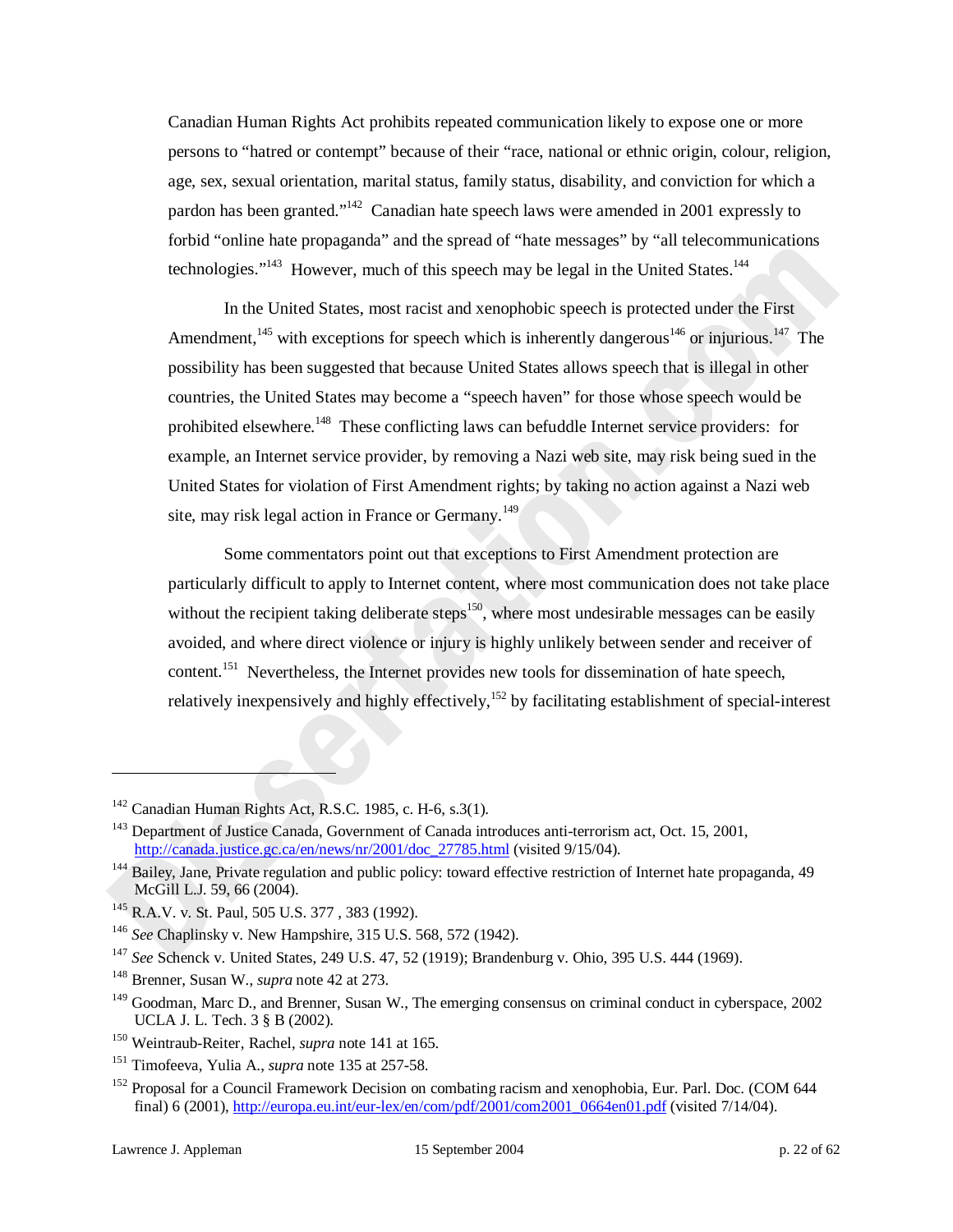Canadian Human Rights Act prohibits repeated communication likely to expose one or more persons to "hatred or contempt" because of their "race, national or ethnic origin, colour, religion, age, sex, sexual orientation, marital status, family status, disability, and conviction for which a pardon has been granted."[142] Canadian hate speech laws were amended in 2001 expressly to forbid "online hate propaganda" and the spread of "hate messages" by "all telecommunications technologies."[143] However, much of this speech may be legal in the United States.[144]

In the United States, most racist and xenophobic speech is protected under the First Amendment,[145] with exceptions for speech which is inherently dangerous[146] or injurious.[147] The possibility has been suggested that because United States allows speech that is illegal in other countries, the United States may become a "speech haven" for those whose speech would be prohibited elsewhere.[148] These conflicting laws can befuddle Internet service providers: for example, an Internet service provider, by removing a Nazi web site, may risk being sued in the United States for violation of First Amendment rights; by taking no action against a Nazi web site, may risk legal action in France or Germany.[149]

Some commentators point out that exceptions to First Amendment protection are particularly difficult to apply to Internet content, where most communication does not take place without the recipient taking deliberate steps[150], where most undesirable messages can be easily avoided, and where direct violence or injury is highly unlikely between sender and receiver of content.[151] Nevertheless, the Internet provides new tools for dissemination of hate speech, relatively inexpensively and highly effectively,[152] by facilitating establishment of special-interest

---

[142] Canadian Human Rights Act, R.S.C. 1985, c. H-6, s.3(1).

[143] Department of Justice Canada, Government of Canada introduces anti-terrorism act, Oct. 15, 2001, http://canada.justice.gc.ca/en/news/nr/2001/doc_27785.html (visited 9/15/04).

[144] Bailey, Jane, Private regulation and public policy: toward effective restriction of Internet hate propaganda, 49 McGill L.J. 59, 66 (2004).

[145] R.A.V. v. St. Paul, 505 U.S. 377 , 383 (1992).

[146] *See* Chaplinsky v. New Hampshire, 315 U.S. 568, 572 (1942).

[147] *See* Schenck v. United States, 249 U.S. 47, 52 (1919); Brandenburg v. Ohio, 395 U.S. 444 (1969).

[148] Brenner, Susan W., *supra* note 42 at 273.

[149] Goodman, Marc D., and Brenner, Susan W., The emerging consensus on criminal conduct in cyberspace, 2002 UCLA J. L. Tech. 3 § B (2002).

[150] Weintraub-Reiter, Rachel, *supra* note 141 at 165.

[151] Timofeeva, Yulia A., *supra* note 135 at 257-58.

[152] Proposal for a Council Framework Decision on combating racism and xenophobia, Eur. Parl. Doc. (COM 644 final) 6 (2001), http://europa.eu.int/eur-lex/en/com/pdf/2001/com2001_0664en01.pdf (visited 7/14/04).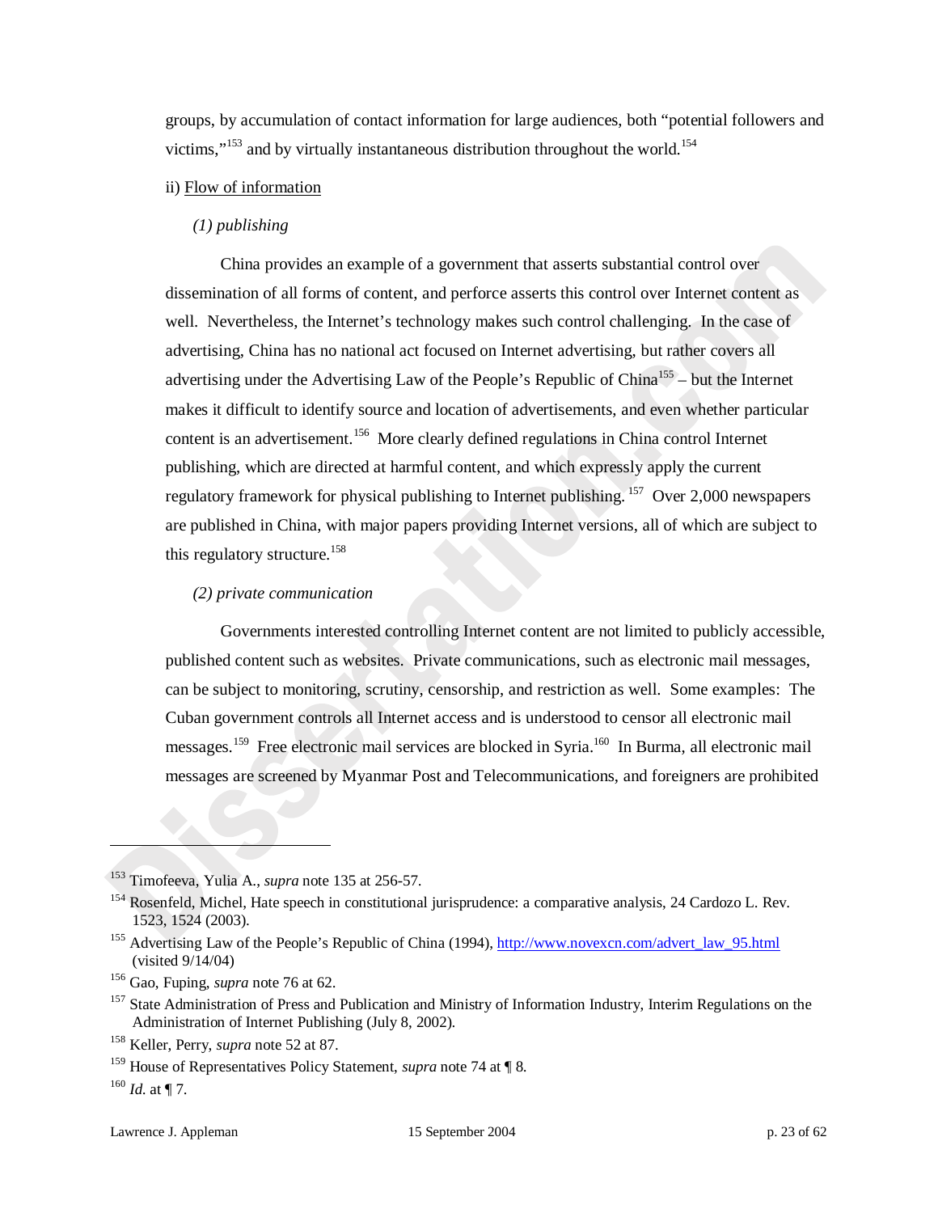groups, by accumulation of contact information for large audiences, both "potential followers and victims,"[153] and by virtually instantaneous distribution throughout the world.[154]

ii) Flow of information

*(1) publishing*

China provides an example of a government that asserts substantial control over dissemination of all forms of content, and perforce asserts this control over Internet content as well. Nevertheless, the Internet's technology makes such control challenging. In the case of advertising, China has no national act focused on Internet advertising, but rather covers all advertising under the Advertising Law of the People's Republic of China[155] – but the Internet makes it difficult to identify source and location of advertisements, and even whether particular content is an advertisement.[156] More clearly defined regulations in China control Internet publishing, which are directed at harmful content, and which expressly apply the current regulatory framework for physical publishing to Internet publishing.[157] Over 2,000 newspapers are published in China, with major papers providing Internet versions, all of which are subject to this regulatory structure.[158]

*(2) private communication*

Governments interested controlling Internet content are not limited to publicly accessible, published content such as websites. Private communications, such as electronic mail messages, can be subject to monitoring, scrutiny, censorship, and restriction as well. Some examples: The Cuban government controls all Internet access and is understood to censor all electronic mail messages.[159] Free electronic mail services are blocked in Syria.[160] In Burma, all electronic mail messages are screened by Myanmar Post and Telecommunications, and foreigners are prohibited

---

[153] Timofeeva, Yulia A., *supra* note 135 at 256-57.

[154] Rosenfeld, Michel, Hate speech in constitutional jurisprudence: a comparative analysis, 24 Cardozo L. Rev. 1523, 1524 (2003).

[155] Advertising Law of the People's Republic of China (1994), http://www.novexcn.com/advert_law_95.html (visited 9/14/04)

[156] Gao, Fuping, *supra* note 76 at 62.

[157] State Administration of Press and Publication and Ministry of Information Industry, Interim Regulations on the Administration of Internet Publishing (July 8, 2002).

[158] Keller, Perry, *supra* note 52 at 87.

[159] House of Representatives Policy Statement, *supra* note 74 at ¶ 8.

[160] *Id.* at ¶ 7.